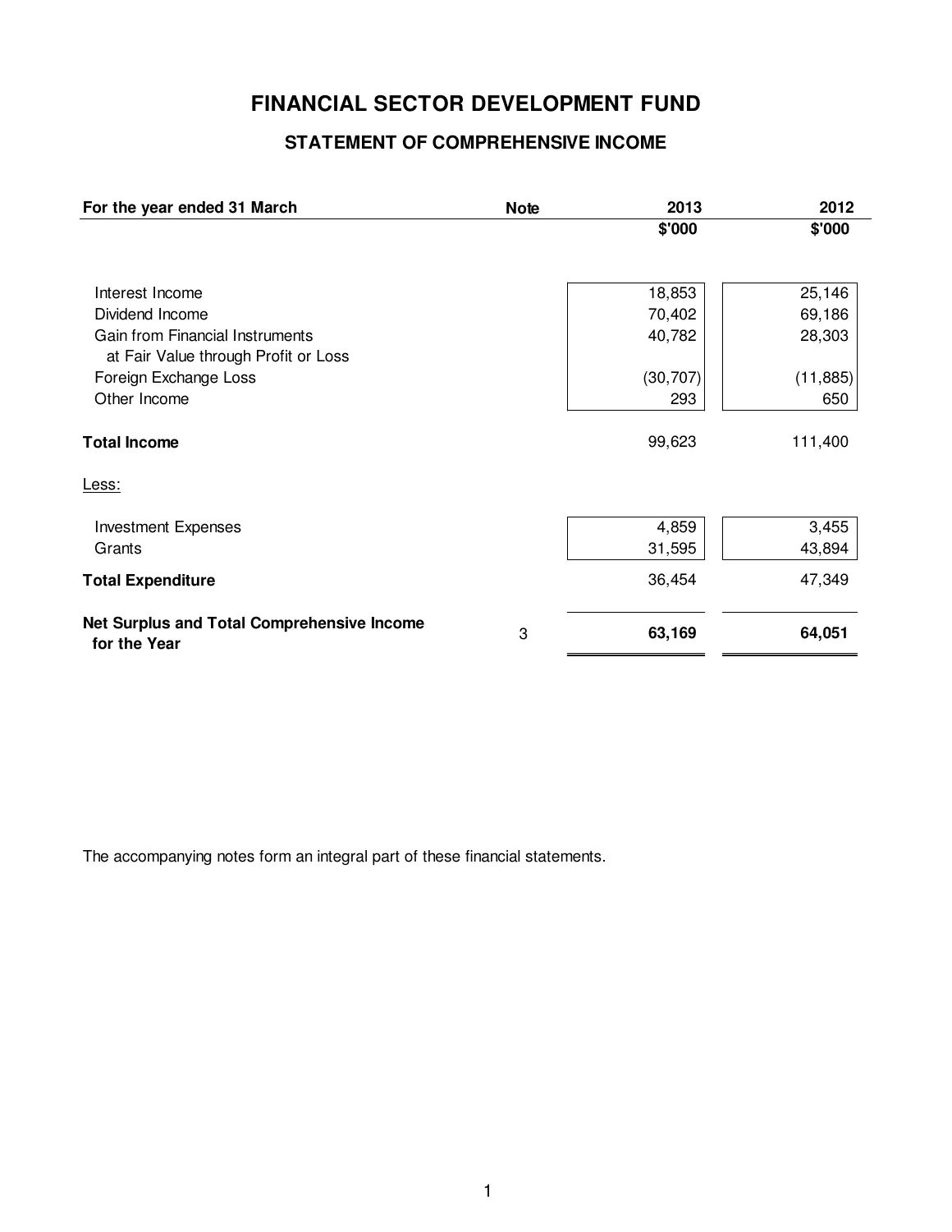# FINANCIAL SECTOR DEVELOPMENT FUND

## STATEMENT OF COMPREHENSIVE INCOME

| For the year ended 31 March | Note | 2013 | 2012 |
|---|---|---|---|
| | | $'000 | $'000 |
| Interest Income | | 18,853 | 25,146 |
| Dividend Income | | 70,402 | 69,186 |
| Gain from Financial Instruments at Fair Value through Profit or Loss | | 40,782 | 28,303 |
| Foreign Exchange Loss | | (30,707) | (11,885) |
| Other Income | | 293 | 650 |
| **Total Income** | | 99,623 | 111,400 |
| Less: | | | |
| Investment Expenses | | 4,859 | 3,455 |
| Grants | | 31,595 | 43,894 |
| **Total Expenditure** | | 36,454 | 47,349 |
| **Net Surplus and Total Comprehensive Income for the Year** | 3 | **63,169** | **64,051** |

The accompanying notes form an integral part of these financial statements.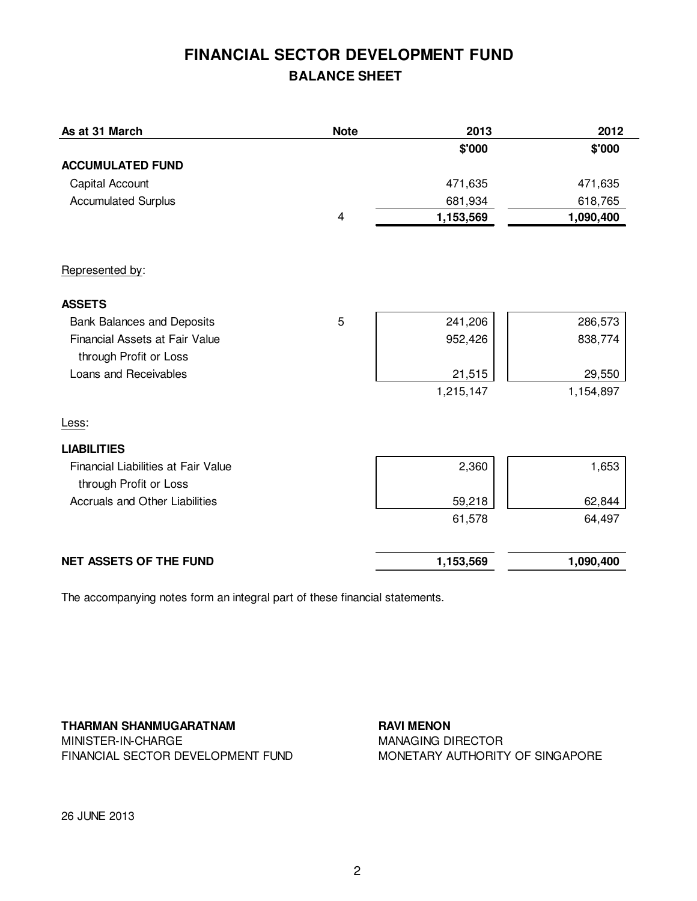# FINANCIAL SECTOR DEVELOPMENT FUND

## BALANCE SHEET

| As at 31 March | Note | 2013 | 2012 |
|---|---|---|---|
| | | $'000 | $'000 |
| **ACCUMULATED FUND** | | | |
| Capital Account | | 471,635 | 471,635 |
| Accumulated Surplus | | 681,934 | 618,765 |
| | 4 | **1,153,569** | **1,090,400** |
| | | | |
| Represented by: | | | |
| | | | |
| **ASSETS** | | | |
| Bank Balances and Deposits | 5 | 241,206 | 286,573 |
| Financial Assets at Fair Value through Profit or Loss | | 952,426 | 838,774 |
| Loans and Receivables | | 21,515 | 29,550 |
| | | 1,215,147 | 1,154,897 |
| | | | |
| Less: | | | |
| | | | |
| **LIABILITIES** | | | |
| Financial Liabilities at Fair Value through Profit or Loss | | 2,360 | 1,653 |
| Accruals and Other Liabilities | | 59,218 | 62,844 |
| | | 61,578 | 64,497 |
| | | | |
| **NET ASSETS OF THE FUND** | | **1,153,569** | **1,090,400** |

The accompanying notes form an integral part of these financial statements.

**THARMAN SHANMUGARATNAM**
MINISTER-IN-CHARGE
FINANCIAL SECTOR DEVELOPMENT FUND

**RAVI MENON**
MANAGING DIRECTOR
MONETARY AUTHORITY OF SINGAPORE

26 JUNE 2013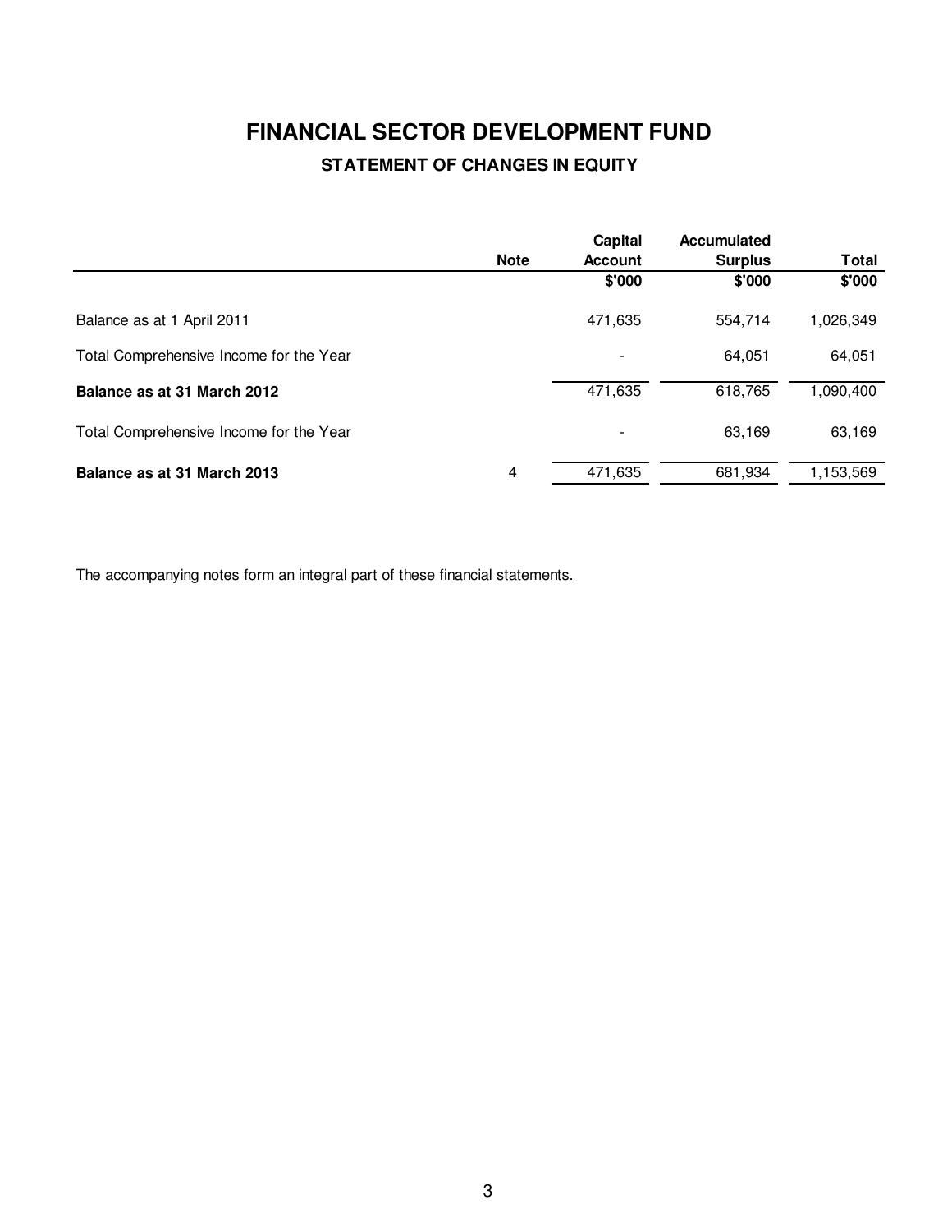# FINANCIAL SECTOR DEVELOPMENT FUND

## STATEMENT OF CHANGES IN EQUITY

| | Note | Capital Account | Accumulated Surplus | Total |
|---|---|---|---|---|
| | | $'000 | $'000 | $'000 |
| Balance as at 1 April 2011 | | 471,635 | 554,714 | 1,026,349 |
| Total Comprehensive Income for the Year | | - | 64,051 | 64,051 |
| **Balance as at 31 March 2012** | | 471,635 | 618,765 | 1,090,400 |
| Total Comprehensive Income for the Year | | - | 63,169 | 63,169 |
| **Balance as at 31 March 2013** | 4 | 471,635 | 681,934 | 1,153,569 |

The accompanying notes form an integral part of these financial statements.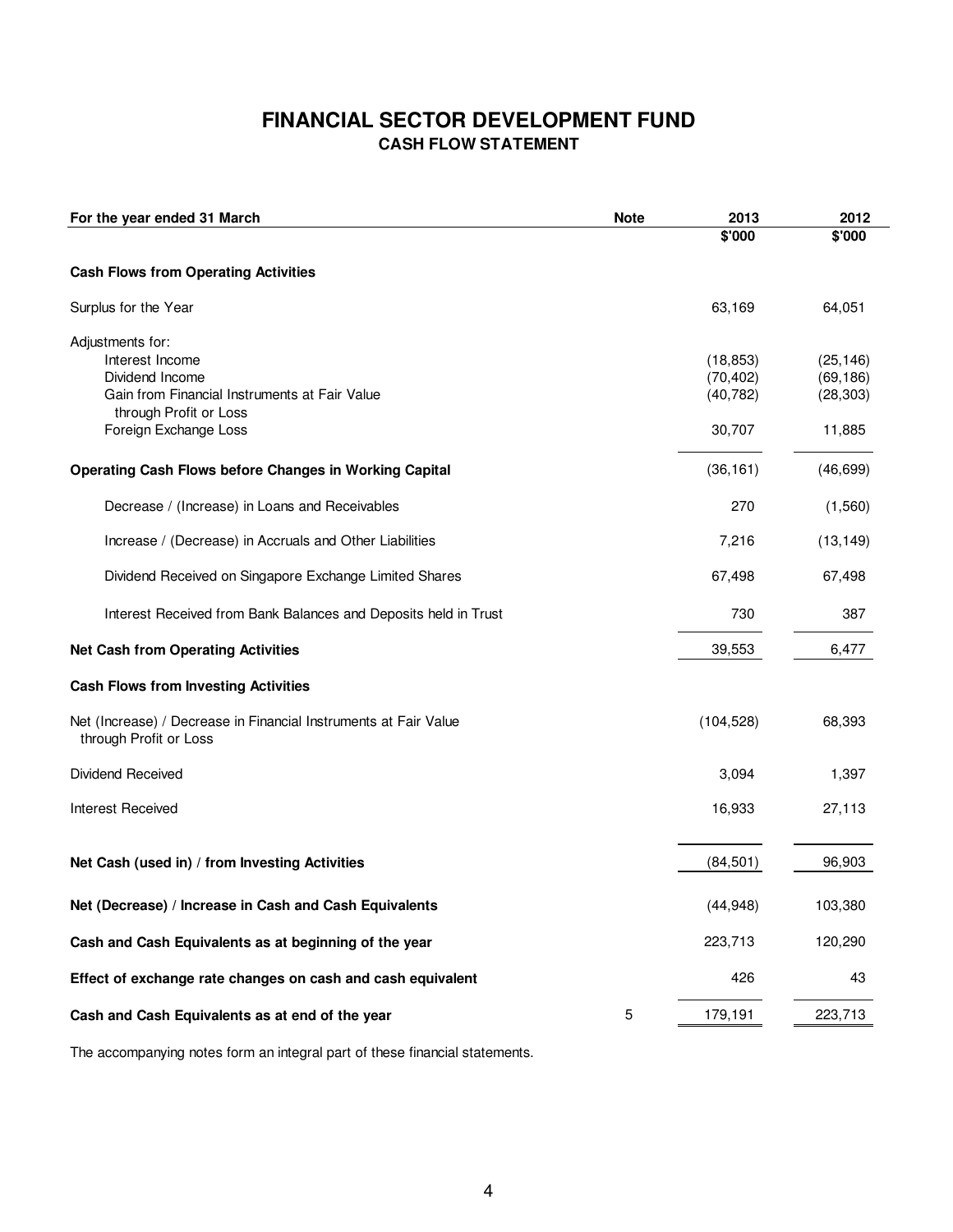# FINANCIAL SECTOR DEVELOPMENT FUND

## CASH FLOW STATEMENT

| For the year ended 31 March | Note | 2013 | 2012 |
|---|---|---|---|
| | | $'000 | $'000 |
| **Cash Flows from Operating Activities** | | | |
| Surplus for the Year | | 63,169 | 64,051 |
| Adjustments for: | | | |
| Interest Income | | (18,853) | (25,146) |
| Dividend Income | | (70,402) | (69,186) |
| Gain from Financial Instruments at Fair Value through Profit or Loss | | (40,782) | (28,303) |
| Foreign Exchange Loss | | 30,707 | 11,885 |
| **Operating Cash Flows before Changes in Working Capital** | | (36,161) | (46,699) |
| Decrease / (Increase) in Loans and Receivables | | 270 | (1,560) |
| Increase / (Decrease) in Accruals and Other Liabilities | | 7,216 | (13,149) |
| Dividend Received on Singapore Exchange Limited Shares | | 67,498 | 67,498 |
| Interest Received from Bank Balances and Deposits held in Trust | | 730 | 387 |
| **Net Cash from Operating Activities** | | 39,553 | 6,477 |
| **Cash Flows from Investing Activities** | | | |
| Net (Increase) / Decrease in Financial Instruments at Fair Value through Profit or Loss | | (104,528) | 68,393 |
| Dividend Received | | 3,094 | 1,397 |
| Interest Received | | 16,933 | 27,113 |
| **Net Cash (used in) / from Investing Activities** | | (84,501) | 96,903 |
| **Net (Decrease) / Increase in Cash and Cash Equivalents** | | (44,948) | 103,380 |
| **Cash and Cash Equivalents as at beginning of the year** | | 223,713 | 120,290 |
| **Effect of exchange rate changes on cash and cash equivalent** | | 426 | 43 |
| **Cash and Cash Equivalents as at end of the year** | 5 | 179,191 | 223,713 |

The accompanying notes form an integral part of these financial statements.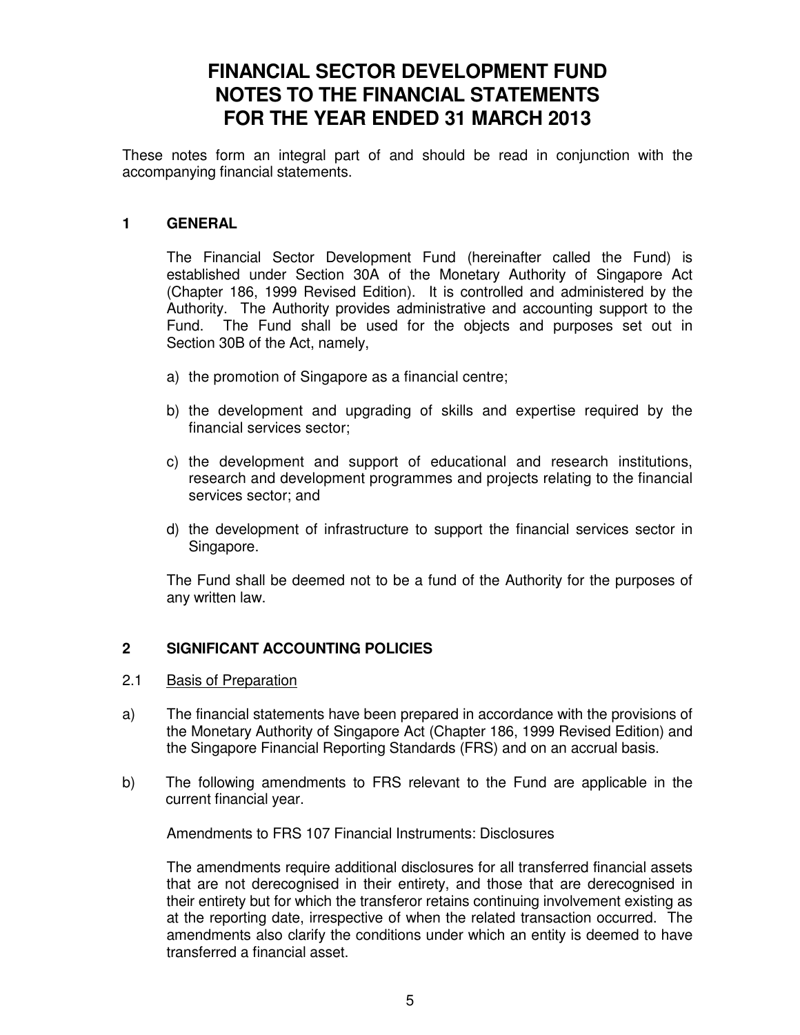# FINANCIAL SECTOR DEVELOPMENT FUND
# NOTES TO THE FINANCIAL STATEMENTS
# FOR THE YEAR ENDED 31 MARCH 2013

These notes form an integral part of and should be read in conjunction with the accompanying financial statements.

## 1 GENERAL

The Financial Sector Development Fund (hereinafter called the Fund) is established under Section 30A of the Monetary Authority of Singapore Act (Chapter 186, 1999 Revised Edition). It is controlled and administered by the Authority. The Authority provides administrative and accounting support to the Fund. The Fund shall be used for the objects and purposes set out in Section 30B of the Act, namely,

a) the promotion of Singapore as a financial centre;

b) the development and upgrading of skills and expertise required by the financial services sector;

c) the development and support of educational and research institutions, research and development programmes and projects relating to the financial services sector; and

d) the development of infrastructure to support the financial services sector in Singapore.

The Fund shall be deemed not to be a fund of the Authority for the purposes of any written law.

## 2 SIGNIFICANT ACCOUNTING POLICIES

### 2.1 Basis of Preparation

a) The financial statements have been prepared in accordance with the provisions of the Monetary Authority of Singapore Act (Chapter 186, 1999 Revised Edition) and the Singapore Financial Reporting Standards (FRS) and on an accrual basis.

b) The following amendments to FRS relevant to the Fund are applicable in the current financial year.

Amendments to FRS 107 Financial Instruments: Disclosures

The amendments require additional disclosures for all transferred financial assets that are not derecognised in their entirety, and those that are derecognised in their entirety but for which the transferor retains continuing involvement existing as at the reporting date, irrespective of when the related transaction occurred. The amendments also clarify the conditions under which an entity is deemed to have transferred a financial asset.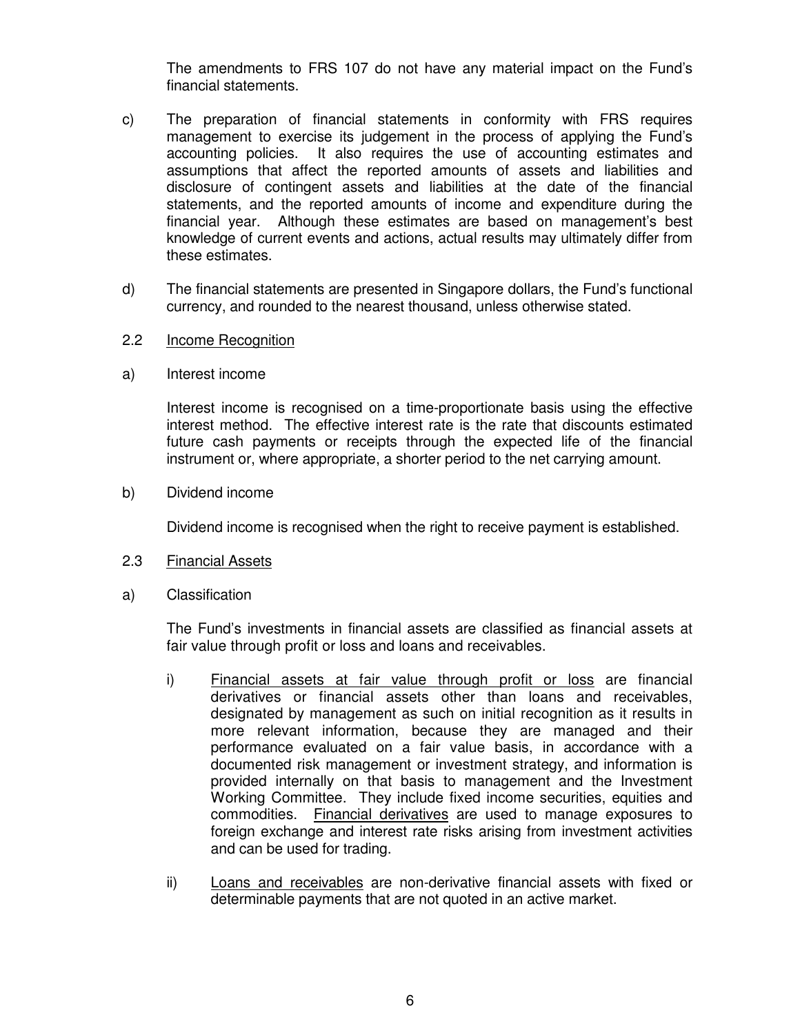The amendments to FRS 107 do not have any material impact on the Fund's financial statements.

c) The preparation of financial statements in conformity with FRS requires management to exercise its judgement in the process of applying the Fund's accounting policies. It also requires the use of accounting estimates and assumptions that affect the reported amounts of assets and liabilities and disclosure of contingent assets and liabilities at the date of the financial statements, and the reported amounts of income and expenditure during the financial year. Although these estimates are based on management's best knowledge of current events and actions, actual results may ultimately differ from these estimates.

d) The financial statements are presented in Singapore dollars, the Fund's functional currency, and rounded to the nearest thousand, unless otherwise stated.

2.2 Income Recognition

a) Interest income

Interest income is recognised on a time-proportionate basis using the effective interest method. The effective interest rate is the rate that discounts estimated future cash payments or receipts through the expected life of the financial instrument or, where appropriate, a shorter period to the net carrying amount.

b) Dividend income

Dividend income is recognised when the right to receive payment is established.

2.3 Financial Assets

a) Classification

The Fund's investments in financial assets are classified as financial assets at fair value through profit or loss and loans and receivables.

i) Financial assets at fair value through profit or loss are financial derivatives or financial assets other than loans and receivables, designated by management as such on initial recognition as it results in more relevant information, because they are managed and their performance evaluated on a fair value basis, in accordance with a documented risk management or investment strategy, and information is provided internally on that basis to management and the Investment Working Committee. They include fixed income securities, equities and commodities. Financial derivatives are used to manage exposures to foreign exchange and interest rate risks arising from investment activities and can be used for trading.

ii) Loans and receivables are non-derivative financial assets with fixed or determinable payments that are not quoted in an active market.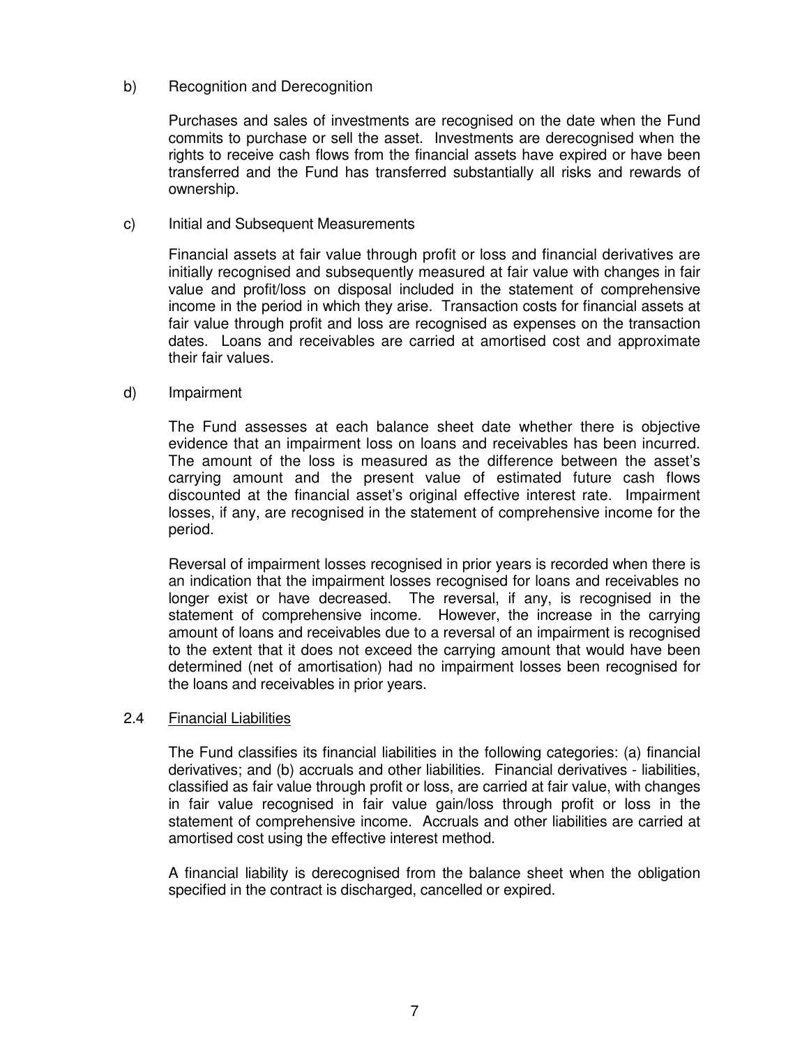b) Recognition and Derecognition

Purchases and sales of investments are recognised on the date when the Fund commits to purchase or sell the asset. Investments are derecognised when the rights to receive cash flows from the financial assets have expired or have been transferred and the Fund has transferred substantially all risks and rewards of ownership.

c) Initial and Subsequent Measurements

Financial assets at fair value through profit or loss and financial derivatives are initially recognised and subsequently measured at fair value with changes in fair value and profit/loss on disposal included in the statement of comprehensive income in the period in which they arise. Transaction costs for financial assets at fair value through profit and loss are recognised as expenses on the transaction dates. Loans and receivables are carried at amortised cost and approximate their fair values.

d) Impairment

The Fund assesses at each balance sheet date whether there is objective evidence that an impairment loss on loans and receivables has been incurred. The amount of the loss is measured as the difference between the asset's carrying amount and the present value of estimated future cash flows discounted at the financial asset's original effective interest rate. Impairment losses, if any, are recognised in the statement of comprehensive income for the period.

Reversal of impairment losses recognised in prior years is recorded when there is an indication that the impairment losses recognised for loans and receivables no longer exist or have decreased. The reversal, if any, is recognised in the statement of comprehensive income. However, the increase in the carrying amount of loans and receivables due to a reversal of an impairment is recognised to the extent that it does not exceed the carrying amount that would have been determined (net of amortisation) had no impairment losses been recognised for the loans and receivables in prior years.

## 2.4 Financial Liabilities

The Fund classifies its financial liabilities in the following categories: (a) financial derivatives; and (b) accruals and other liabilities. Financial derivatives - liabilities, classified as fair value through profit or loss, are carried at fair value, with changes in fair value recognised in fair value gain/loss through profit or loss in the statement of comprehensive income. Accruals and other liabilities are carried at amortised cost using the effective interest method.

A financial liability is derecognised from the balance sheet when the obligation specified in the contract is discharged, cancelled or expired.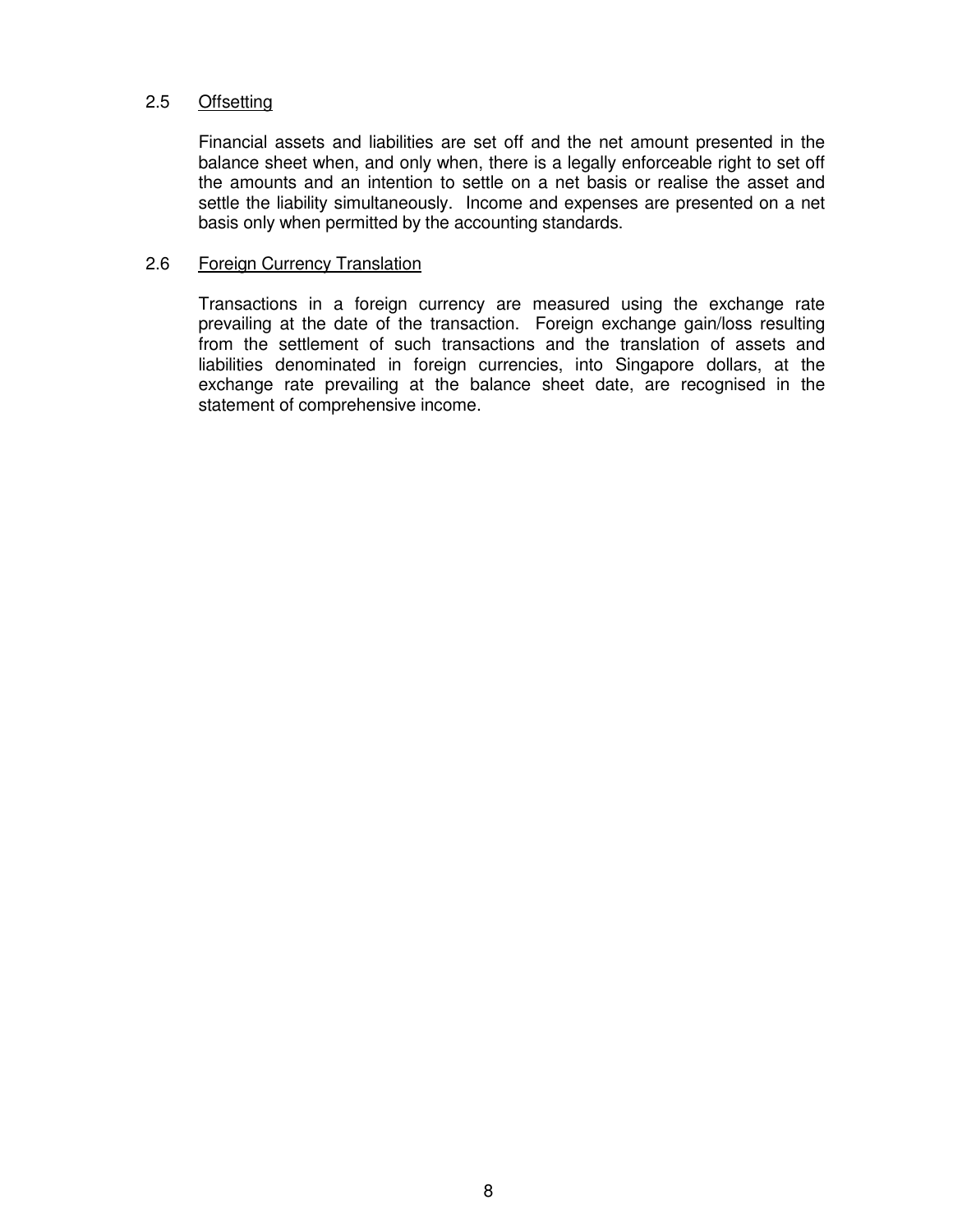### 2.5 Offsetting

Financial assets and liabilities are set off and the net amount presented in the balance sheet when, and only when, there is a legally enforceable right to set off the amounts and an intention to settle on a net basis or realise the asset and settle the liability simultaneously. Income and expenses are presented on a net basis only when permitted by the accounting standards.

### 2.6 Foreign Currency Translation

Transactions in a foreign currency are measured using the exchange rate prevailing at the date of the transaction. Foreign exchange gain/loss resulting from the settlement of such transactions and the translation of assets and liabilities denominated in foreign currencies, into Singapore dollars, at the exchange rate prevailing at the balance sheet date, are recognised in the statement of comprehensive income.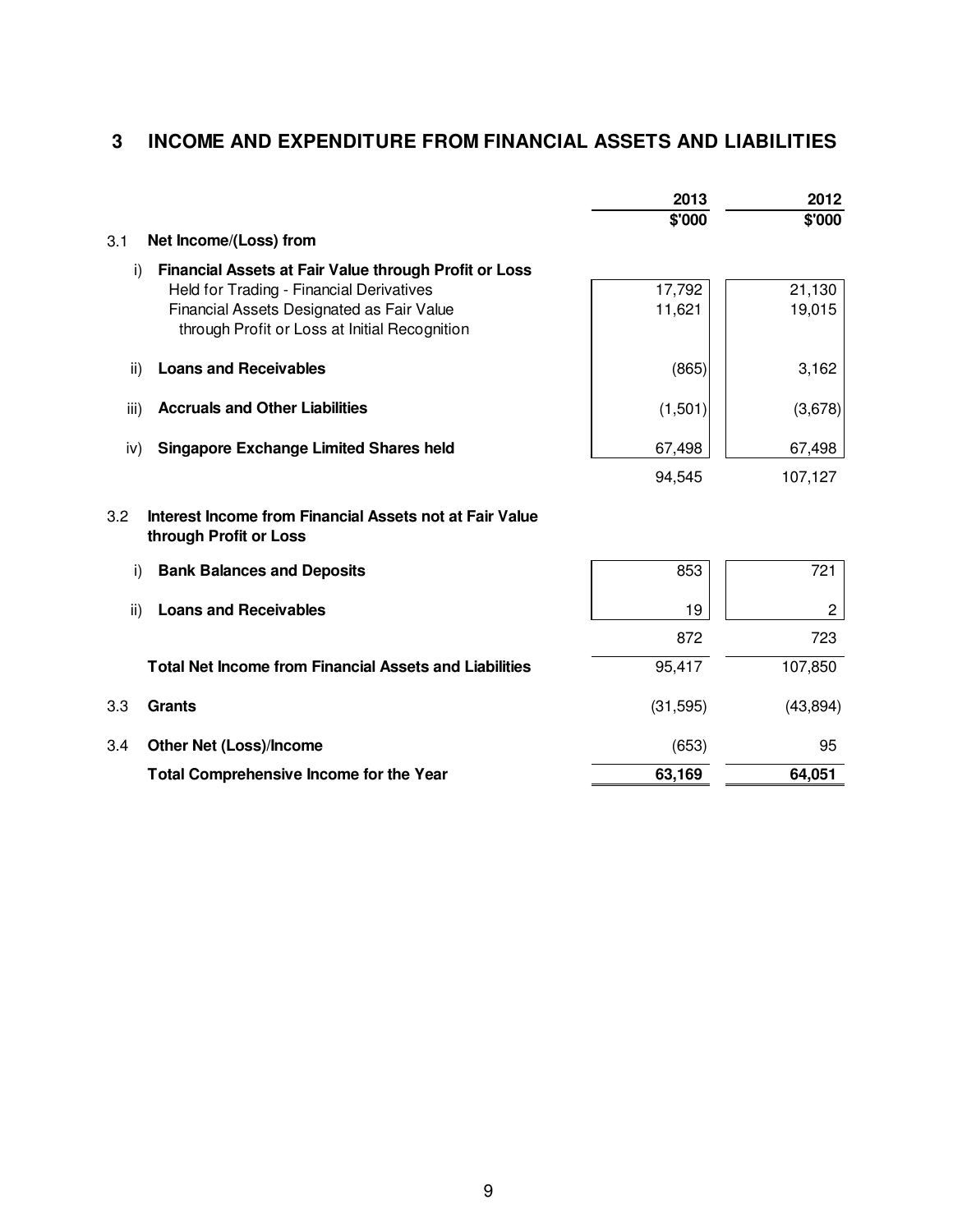## 3 INCOME AND EXPENDITURE FROM FINANCIAL ASSETS AND LIABILITIES

| | | 2013 | 2012 |
|---|---|---|---|
| | | $'000 | $'000 |
| 3.1 | **Net Income/(Loss) from** | | |
| i) | **Financial Assets at Fair Value through Profit or Loss** | | |
| | Held for Trading - Financial Derivatives | 17,792 | 21,130 |
| | Financial Assets Designated as Fair Value through Profit or Loss at Initial Recognition | 11,621 | 19,015 |
| ii) | **Loans and Receivables** | (865) | 3,162 |
| iii) | **Accruals and Other Liabilities** | (1,501) | (3,678) |
| iv) | **Singapore Exchange Limited Shares held** | 67,498 | 67,498 |
| | | 94,545 | 107,127 |
| 3.2 | **Interest Income from Financial Assets not at Fair Value through Profit or Loss** | | |
| i) | **Bank Balances and Deposits** | 853 | 721 |
| ii) | **Loans and Receivables** | 19 | 2 |
| | | 872 | 723 |
| | **Total Net Income from Financial Assets and Liabilities** | 95,417 | 107,850 |
| 3.3 | **Grants** | (31,595) | (43,894) |
| 3.4 | **Other Net (Loss)/Income** | (653) | 95 |
| | **Total Comprehensive Income for the Year** | **63,169** | **64,051** |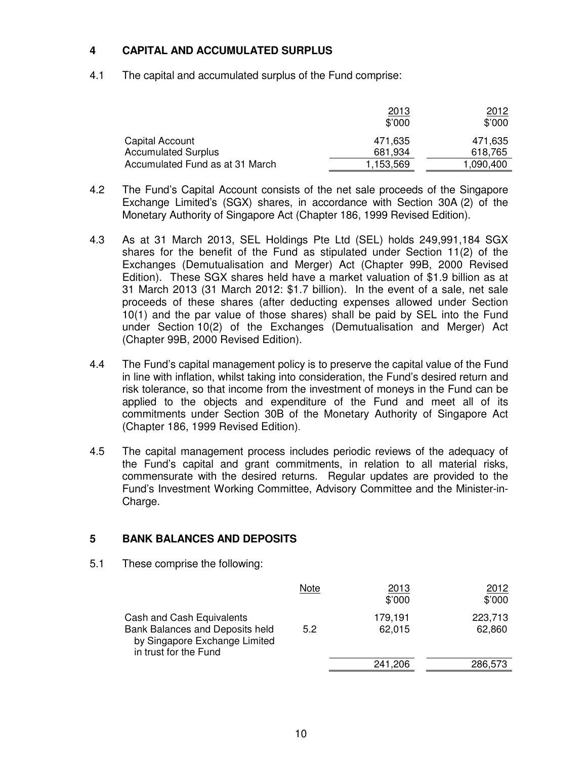## 4 CAPITAL AND ACCUMULATED SURPLUS

4.1 The capital and accumulated surplus of the Fund comprise:

| | 2013<br>$'000 | 2012<br>$'000 |
|---|---|---|
| Capital Account | 471,635 | 471,635 |
| Accumulated Surplus | 681,934 | 618,765 |
| Accumulated Fund as at 31 March | 1,153,569 | 1,090,400 |

4.2 The Fund's Capital Account consists of the net sale proceeds of the Singapore Exchange Limited's (SGX) shares, in accordance with Section 30A (2) of the Monetary Authority of Singapore Act (Chapter 186, 1999 Revised Edition).

4.3 As at 31 March 2013, SEL Holdings Pte Ltd (SEL) holds 249,991,184 SGX shares for the benefit of the Fund as stipulated under Section 11(2) of the Exchanges (Demutualisation and Merger) Act (Chapter 99B, 2000 Revised Edition). These SGX shares held have a market valuation of $1.9 billion as at 31 March 2013 (31 March 2012: $1.7 billion). In the event of a sale, net sale proceeds of these shares (after deducting expenses allowed under Section 10(1) and the par value of those shares) shall be paid by SEL into the Fund under Section 10(2) of the Exchanges (Demutualisation and Merger) Act (Chapter 99B, 2000 Revised Edition).

4.4 The Fund's capital management policy is to preserve the capital value of the Fund in line with inflation, whilst taking into consideration, the Fund's desired return and risk tolerance, so that income from the investment of moneys in the Fund can be applied to the objects and expenditure of the Fund and meet all of its commitments under Section 30B of the Monetary Authority of Singapore Act (Chapter 186, 1999 Revised Edition).

4.5 The capital management process includes periodic reviews of the adequacy of the Fund's capital and grant commitments, in relation to all material risks, commensurate with the desired returns. Regular updates are provided to the Fund's Investment Working Committee, Advisory Committee and the Minister-in-Charge.

## 5 BANK BALANCES AND DEPOSITS

5.1 These comprise the following:

| | Note | 2013<br>$'000 | 2012<br>$'000 |
|---|---|---|---|
| Cash and Cash Equivalents | | 179,191 | 223,713 |
| Bank Balances and Deposits held by Singapore Exchange Limited in trust for the Fund | 5.2 | 62,015 | 62,860 |
| | | 241,206 | 286,573 |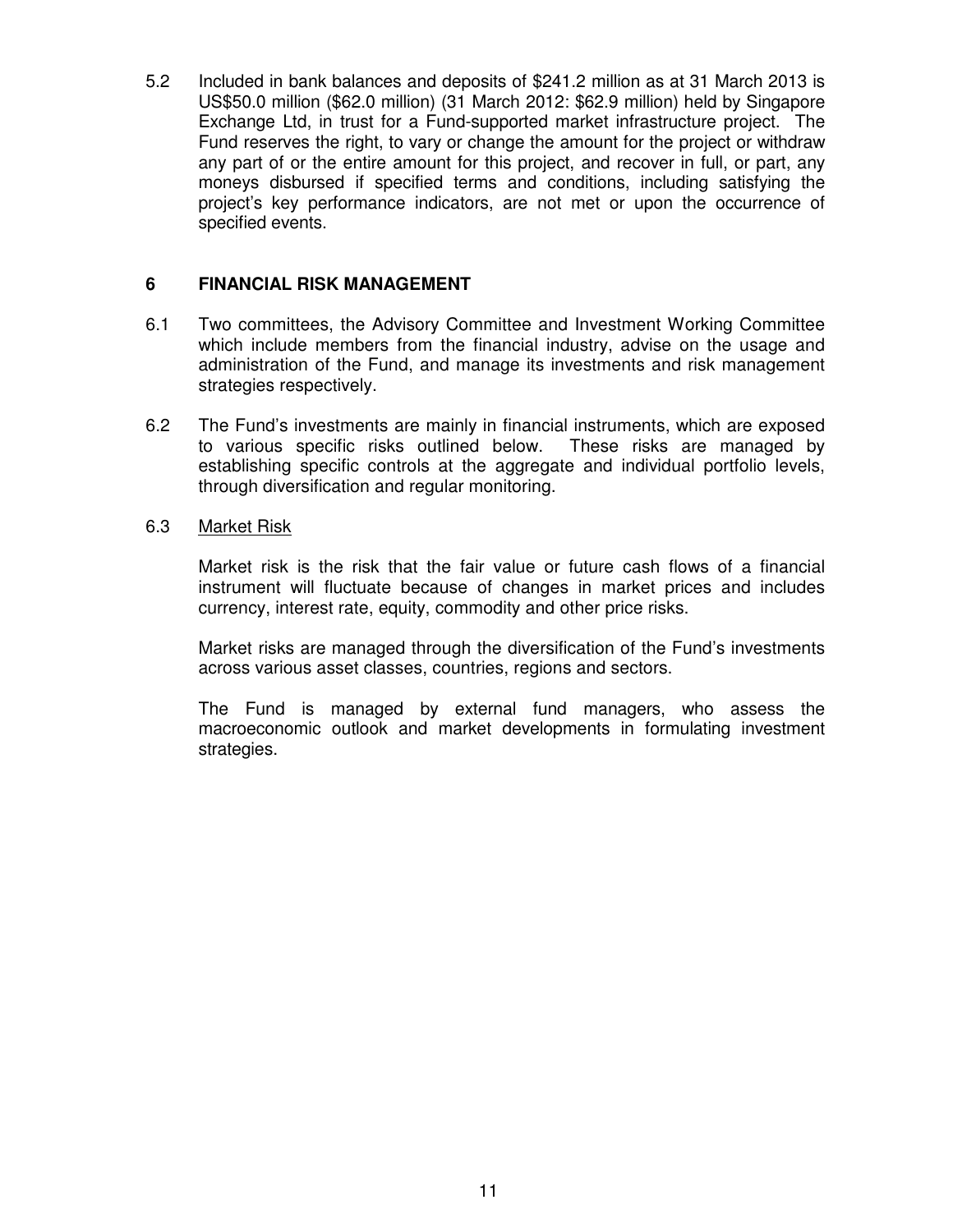5.2 Included in bank balances and deposits of $241.2 million as at 31 March 2013 is US$50.0 million ($62.0 million) (31 March 2012: $62.9 million) held by Singapore Exchange Ltd, in trust for a Fund-supported market infrastructure project. The Fund reserves the right, to vary or change the amount for the project or withdraw any part of or the entire amount for this project, and recover in full, or part, any moneys disbursed if specified terms and conditions, including satisfying the project's key performance indicators, are not met or upon the occurrence of specified events.

## 6 FINANCIAL RISK MANAGEMENT

6.1 Two committees, the Advisory Committee and Investment Working Committee which include members from the financial industry, advise on the usage and administration of the Fund, and manage its investments and risk management strategies respectively.

6.2 The Fund's investments are mainly in financial instruments, which are exposed to various specific risks outlined below. These risks are managed by establishing specific controls at the aggregate and individual portfolio levels, through diversification and regular monitoring.

6.3 Market Risk

Market risk is the risk that the fair value or future cash flows of a financial instrument will fluctuate because of changes in market prices and includes currency, interest rate, equity, commodity and other price risks.

Market risks are managed through the diversification of the Fund's investments across various asset classes, countries, regions and sectors.

The Fund is managed by external fund managers, who assess the macroeconomic outlook and market developments in formulating investment strategies.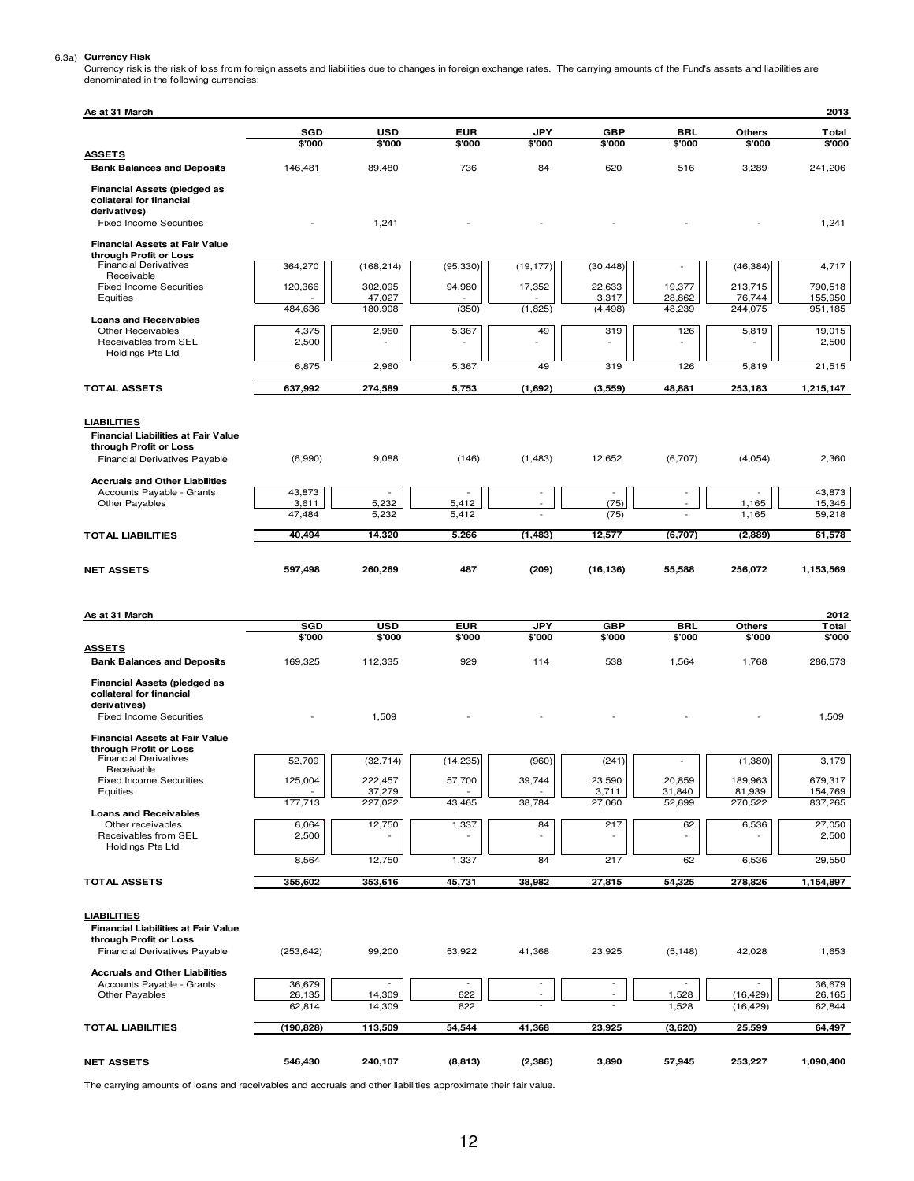6.3a) **Currency Risk**

Currency risk is the risk of loss from foreign assets and liabilities due to changes in foreign exchange rates. The carrying amounts of the Fund's assets and liabilities are denominated in the following currencies:

**As at 31 March** **2013**

| | SGD | USD | EUR | JPY | GBP | BRL | Others | Total |
|---|---|---|---|---|---|---|---|---|
| | $'000 | $'000 | $'000 | $'000 | $'000 | $'000 | $'000 | $'000 |
| **ASSETS** | | | | | | | | |
| **Bank Balances and Deposits** | 146,481 | 89,480 | 736 | 84 | 620 | 516 | 3,289 | 241,206 |
| **Financial Assets (pledged as collateral for financial derivatives)** | | | | | | | | |
| Fixed Income Securities | - | 1,241 | - | - | - | - | - | 1,241 |
| **Financial Assets at Fair Value through Profit or Loss** | | | | | | | | |
| Financial Derivatives Receivable | 364,270 | (168,214) | (95,330) | (19,177) | (30,448) | - | (46,384) | 4,717 |
| Fixed Income Securities | 120,366 | 302,095 | 94,980 | 17,352 | 22,633 | 19,377 | 213,715 | 790,518 |
| Equities | - | 47,027 | - | - | 3,317 | 28,862 | 76,744 | 155,950 |
| | 484,636 | 180,908 | (350) | (1,825) | (4,498) | 48,239 | 244,075 | 951,185 |
| **Loans and Receivables** | | | | | | | | |
| Other Receivables | 4,375 | 2,960 | 5,367 | 49 | 319 | 126 | 5,819 | 19,015 |
| Receivables from SEL Holdings Pte Ltd | 2,500 | - | - | - | - | - | - | 2,500 |
| | 6,875 | 2,960 | 5,367 | 49 | 319 | 126 | 5,819 | 21,515 |
| **TOTAL ASSETS** | **637,992** | **274,589** | **5,753** | **(1,692)** | **(3,559)** | **48,881** | **253,183** | **1,215,147** |
| **LIABILITIES** | | | | | | | | |
| **Financial Liabilities at Fair Value through Profit or Loss** | | | | | | | | |
| Financial Derivatives Payable | (6,990) | 9,088 | (146) | (1,483) | 12,652 | (6,707) | (4,054) | 2,360 |
| **Accruals and Other Liabilities** | | | | | | | | |
| Accounts Payable - Grants | 43,873 | - | - | - | - | - | - | 43,873 |
| Other Payables | 3,611 | 5,232 | 5,412 | - | (75) | - | 1,165 | 15,345 |
| | 47,484 | 5,232 | 5,412 | - | (75) | - | 1,165 | 59,218 |
| **TOTAL LIABILITIES** | **40,494** | **14,320** | **5,266** | **(1,483)** | **12,577** | **(6,707)** | **(2,889)** | **61,578** |
| **NET ASSETS** | **597,498** | **260,269** | **487** | **(209)** | **(16,136)** | **55,588** | **256,072** | **1,153,569** |

**As at 31 March** **2012**

| | SGD | USD | EUR | JPY | GBP | BRL | Others | Total |
|---|---|---|---|---|---|---|---|---|
| | $'000 | $'000 | $'000 | $'000 | $'000 | $'000 | $'000 | $'000 |
| **ASSETS** | | | | | | | | |
| **Bank Balances and Deposits** | 169,325 | 112,335 | 929 | 114 | 538 | 1,564 | 1,768 | 286,573 |
| **Financial Assets (pledged as collateral for financial derivatives)** | | | | | | | | |
| Fixed Income Securities | - | 1,509 | - | - | - | - | - | 1,509 |
| **Financial Assets at Fair Value through Profit or Loss** | | | | | | | | |
| Financial Derivatives Receivable | 52,709 | (32,714) | (14,235) | (960) | (241) | - | (1,380) | 3,179 |
| Fixed Income Securities | 125,004 | 222,457 | 57,700 | 39,744 | 23,590 | 20,859 | 189,963 | 679,317 |
| Equities | - | 37,279 | - | - | 3,711 | 31,840 | 81,939 | 154,769 |
| | 177,713 | 227,022 | 43,465 | 38,784 | 27,060 | 52,699 | 270,522 | 837,265 |
| **Loans and Receivables** | | | | | | | | |
| Other receivables | 6,064 | 12,750 | 1,337 | 84 | 217 | 62 | 6,536 | 27,050 |
| Receivables from SEL Holdings Pte Ltd | 2,500 | - | - | - | - | - | - | 2,500 |
| | 8,564 | 12,750 | 1,337 | 84 | 217 | 62 | 6,536 | 29,550 |
| **TOTAL ASSETS** | **355,602** | **353,616** | **45,731** | **38,982** | **27,815** | **54,325** | **278,826** | **1,154,897** |
| **LIABILITIES** | | | | | | | | |
| **Financial Liabilities at Fair Value through Profit or Loss** | | | | | | | | |
| Financial Derivatives Payable | (253,642) | 99,200 | 53,922 | 41,368 | 23,925 | (5,148) | 42,028 | 1,653 |
| **Accruals and Other Liabilities** | | | | | | | | |
| Accounts Payable - Grants | 36,679 | - | - | - | - | - | - | 36,679 |
| Other Payables | 26,135 | 14,309 | 622 | - | - | 1,528 | (16,429) | 26,165 |
| | 62,814 | 14,309 | 622 | - | - | 1,528 | (16,429) | 62,844 |
| **TOTAL LIABILITIES** | **(190,828)** | **113,509** | **54,544** | **41,368** | **23,925** | **(3,620)** | **25,599** | **64,497** |
| **NET ASSETS** | **546,430** | **240,107** | **(8,813)** | **(2,386)** | **3,890** | **57,945** | **253,227** | **1,090,400** |

The carrying amounts of loans and receivables and accruals and other liabilities approximate their fair value.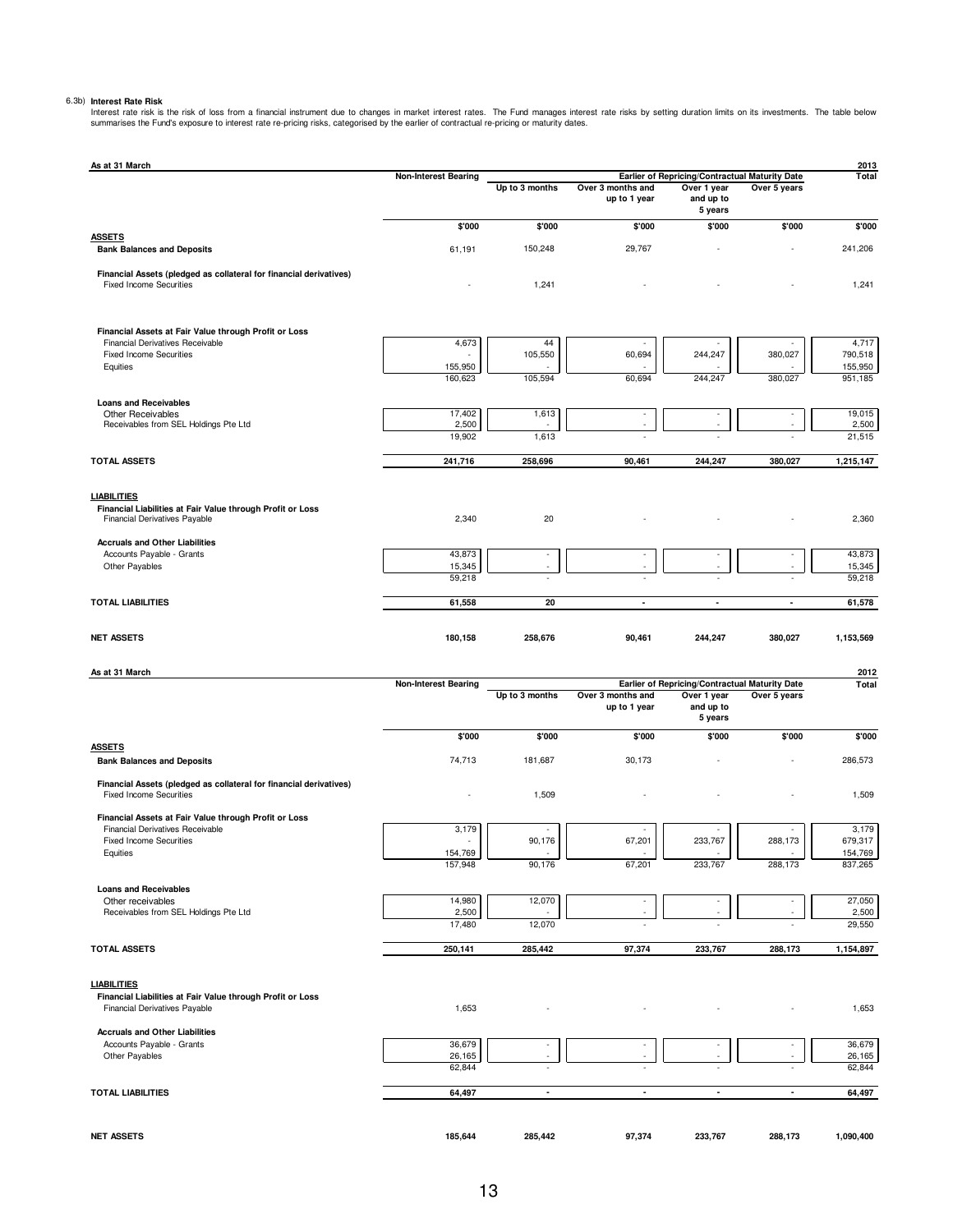6.3b) **Interest Rate Risk**

Interest rate risk is the risk of loss from a financial instrument due to changes in market interest rates. The Fund manages interest rate risks by setting duration limits on its investments. The table below summarises the Fund's exposure to interest rate re-pricing risks, categorised by the earlier of contractual re-pricing or maturity dates.

**As at 31 March 2013**

| | Non-Interest Bearing | Earlier of Repricing/Contractual Maturity Date | | | | Total |
|---|---|---|---|---|---|---|
| | | Up to 3 months | Over 3 months and up to 1 year | Over 1 year and up to 5 years | Over 5 years | |
| | $'000 | $'000 | $'000 | $'000 | $'000 | $'000 |
| **ASSETS** | | | | | | |
| **Bank Balances and Deposits** | 61,191 | 150,248 | 29,767 | - | - | 241,206 |
| **Financial Assets (pledged as collateral for financial derivatives)** | | | | | | |
| Fixed Income Securities | - | 1,241 | - | - | - | 1,241 |
| **Financial Assets at Fair Value through Profit or Loss** | | | | | | |
| Financial Derivatives Receivable | 4,673 | 44 | - | - | - | 4,717 |
| Fixed Income Securities | - | 105,550 | 60,694 | 244,247 | 380,027 | 790,518 |
| Equities | 155,950 | - | - | - | - | 155,950 |
| | 160,623 | 105,594 | 60,694 | 244,247 | 380,027 | 951,185 |
| **Loans and Receivables** | | | | | | |
| Other Receivables | 17,402 | 1,613 | - | - | - | 19,015 |
| Receivables from SEL Holdings Pte Ltd | 2,500 | - | - | - | - | 2,500 |
| | 19,902 | 1,613 | - | - | - | 21,515 |
| **TOTAL ASSETS** | **241,716** | **258,696** | **90,461** | **244,247** | **380,027** | **1,215,147** |
| **LIABILITIES** | | | | | | |
| **Financial Liabilities at Fair Value through Profit or Loss** | | | | | | |
| Financial Derivatives Payable | 2,340 | 20 | - | - | - | 2,360 |
| **Accruals and Other Liabilities** | | | | | | |
| Accounts Payable - Grants | 43,873 | - | - | - | - | 43,873 |
| Other Payables | 15,345 | - | - | - | - | 15,345 |
| | 59,218 | - | - | - | - | 59,218 |
| **TOTAL LIABILITIES** | **61,558** | **20** | **-** | **-** | **-** | **61,578** |
| **NET ASSETS** | **180,158** | **258,676** | **90,461** | **244,247** | **380,027** | **1,153,569** |

**As at 31 March 2012**

| | Non-Interest Bearing | Earlier of Repricing/Contractual Maturity Date | | | | Total |
|---|---|---|---|---|---|---|
| | | Up to 3 months | Over 3 months and up to 1 year | Over 1 year and up to 5 years | Over 5 years | |
| | $'000 | $'000 | $'000 | $'000 | $'000 | $'000 |
| **ASSETS** | | | | | | |
| **Bank Balances and Deposits** | 74,713 | 181,687 | 30,173 | - | - | 286,573 |
| **Financial Assets (pledged as collateral for financial derivatives)** | | | | | | |
| Fixed Income Securities | - | 1,509 | - | - | - | 1,509 |
| **Financial Assets at Fair Value through Profit or Loss** | | | | | | |
| Financial Derivatives Receivable | 3,179 | - | - | - | - | 3,179 |
| Fixed Income Securities | - | 90,176 | 67,201 | 233,767 | 288,173 | 679,317 |
| Equities | 154,769 | - | - | - | - | 154,769 |
| | 157,948 | 90,176 | 67,201 | 233,767 | 288,173 | 837,265 |
| **Loans and Receivables** | | | | | | |
| Other receivables | 14,980 | 12,070 | - | - | - | 27,050 |
| Receivables from SEL Holdings Pte Ltd | 2,500 | - | - | - | - | 2,500 |
| | 17,480 | 12,070 | - | - | - | 29,550 |
| **TOTAL ASSETS** | **250,141** | **285,442** | **97,374** | **233,767** | **288,173** | **1,154,897** |
| **LIABILITIES** | | | | | | |
| **Financial Liabilities at Fair Value through Profit or Loss** | | | | | | |
| Financial Derivatives Payable | 1,653 | - | - | - | - | 1,653 |
| **Accruals and Other Liabilities** | | | | | | |
| Accounts Payable - Grants | 36,679 | - | - | - | - | 36,679 |
| Other Payables | 26,165 | - | - | - | - | 26,165 |
| | 62,844 | - | - | - | - | 62,844 |
| **TOTAL LIABILITIES** | **64,497** | **-** | **-** | **-** | **-** | **64,497** |
| **NET ASSETS** | **185,644** | **285,442** | **97,374** | **233,767** | **288,173** | **1,090,400** |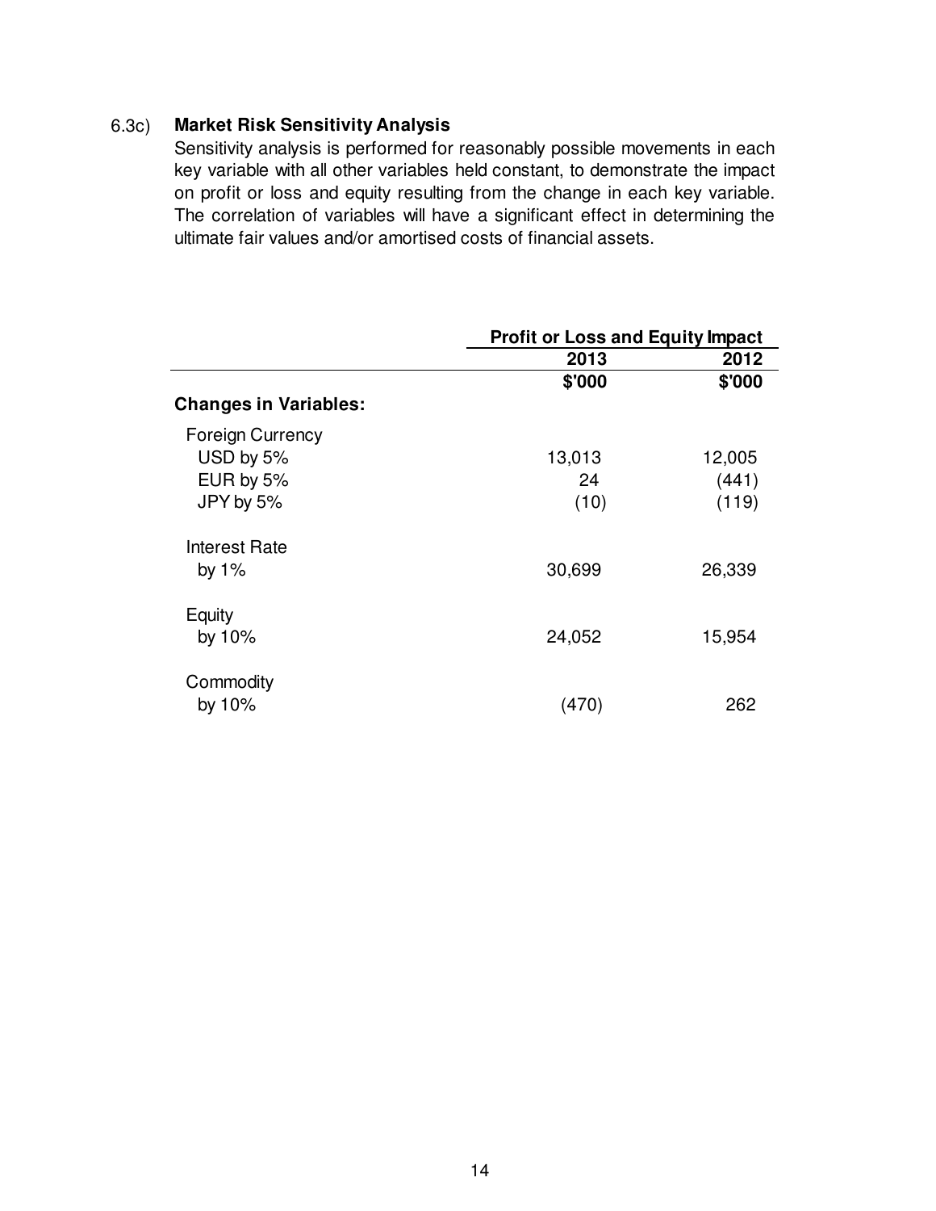### 6.3c) Market Risk Sensitivity Analysis

Sensitivity analysis is performed for reasonably possible movements in each key variable with all other variables held constant, to demonstrate the impact on profit or loss and equity resulting from the change in each key variable. The correlation of variables will have a significant effect in determining the ultimate fair values and/or amortised costs of financial assets.

| | Profit or Loss and Equity Impact | |
|---|---|---|
| | 2013 | 2012 |
| | $'000 | $'000 |
| **Changes in Variables:** | | |
| Foreign Currency | | |
| USD by 5% | 13,013 | 12,005 |
| EUR by 5% | 24 | (441) |
| JPY by 5% | (10) | (119) |
| Interest Rate | | |
| by 1% | 30,699 | 26,339 |
| Equity | | |
| by 10% | 24,052 | 15,954 |
| Commodity | | |
| by 10% | (470) | 262 |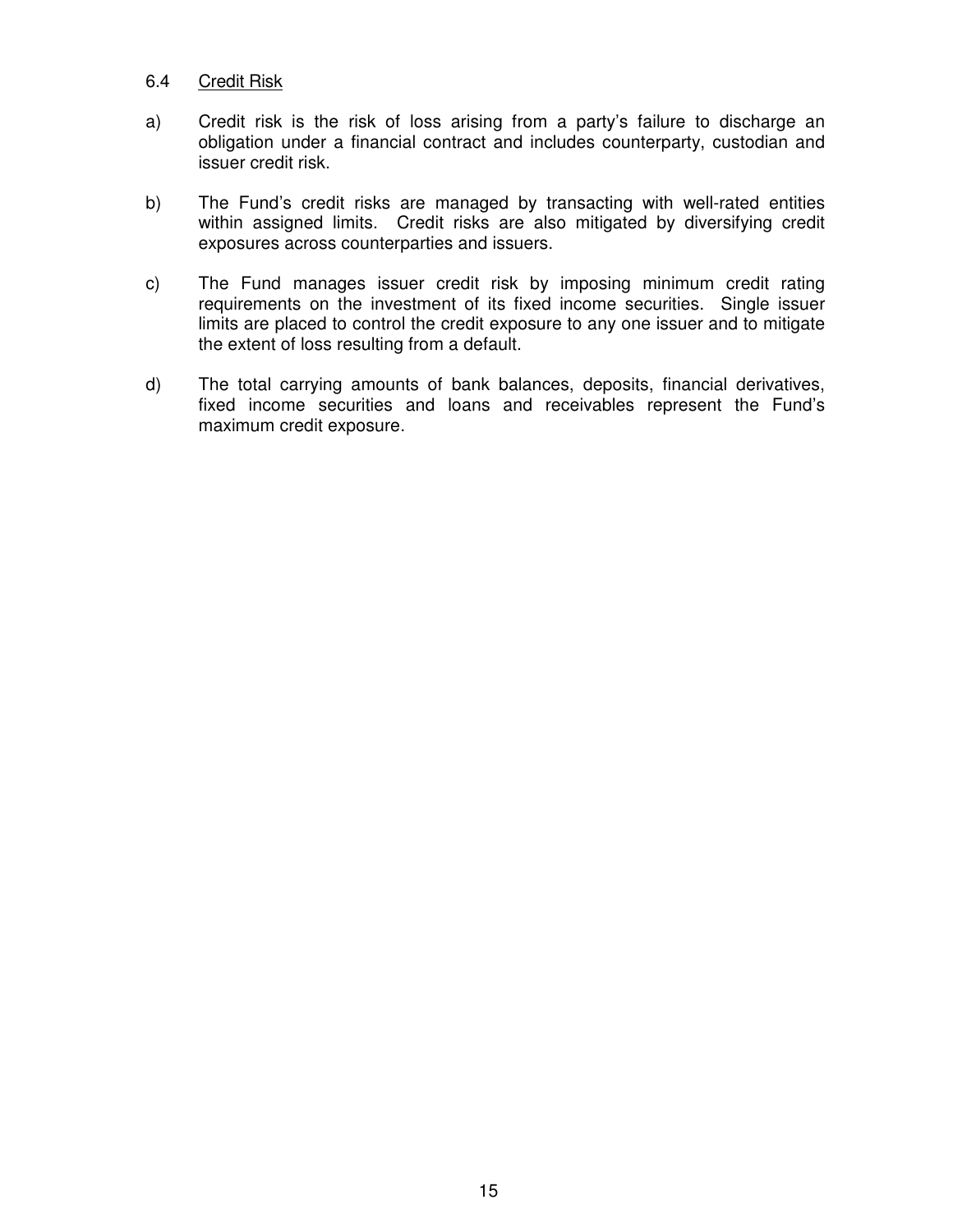### 6.4 Credit Risk

a) Credit risk is the risk of loss arising from a party's failure to discharge an obligation under a financial contract and includes counterparty, custodian and issuer credit risk.

b) The Fund's credit risks are managed by transacting with well-rated entities within assigned limits. Credit risks are also mitigated by diversifying credit exposures across counterparties and issuers.

c) The Fund manages issuer credit risk by imposing minimum credit rating requirements on the investment of its fixed income securities. Single issuer limits are placed to control the credit exposure to any one issuer and to mitigate the extent of loss resulting from a default.

d) The total carrying amounts of bank balances, deposits, financial derivatives, fixed income securities and loans and receivables represent the Fund's maximum credit exposure.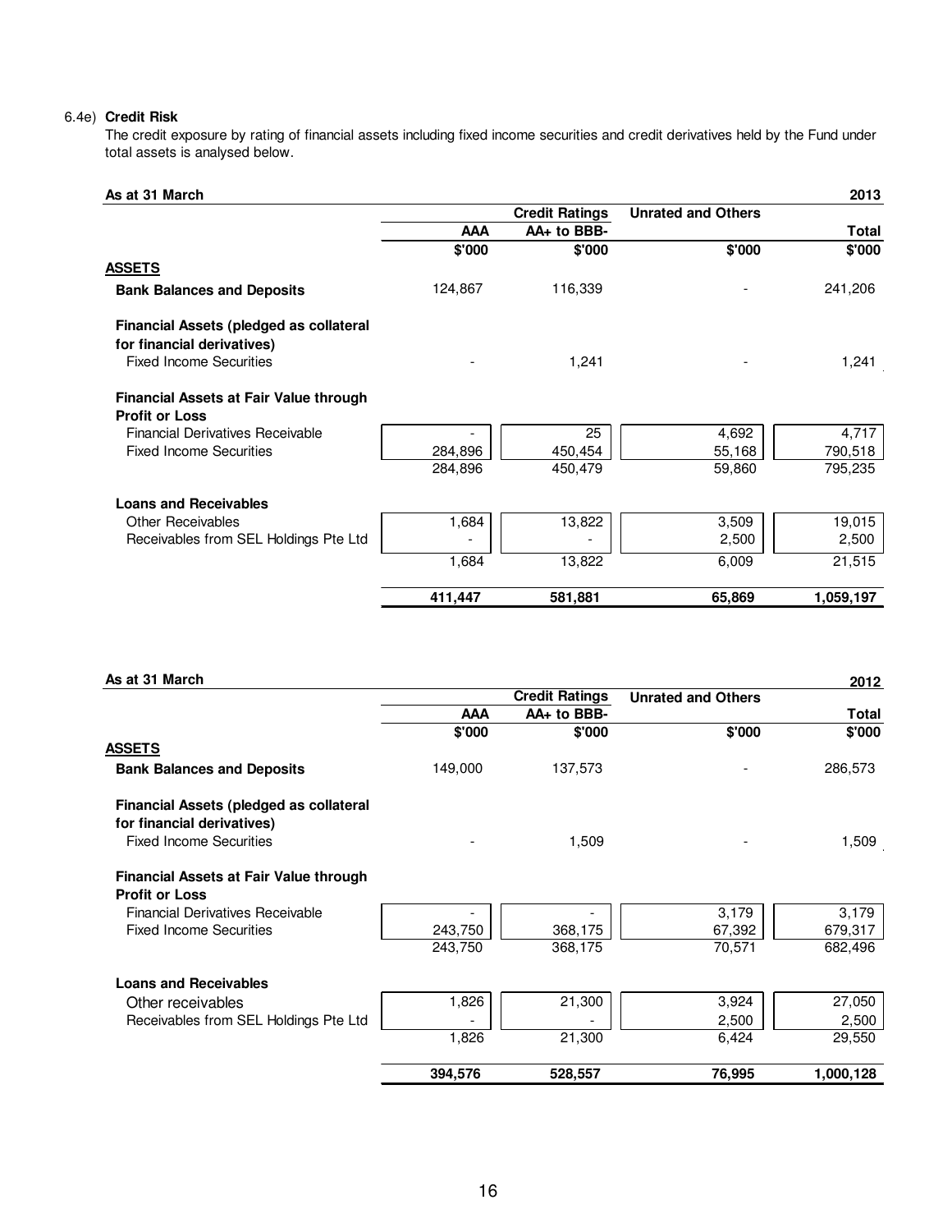6.4e) **Credit Risk**

The credit exposure by rating of financial assets including fixed income securities and credit derivatives held by the Fund under total assets is analysed below.

| As at 31 March | | | | 2013 |
|---|---|---|---|---|
| | | **Credit Ratings** | **Unrated and Others** | |
| | **AAA** | **AA+ to BBB-** | | **Total** |
| | **\$'000** | **\$'000** | **\$'000** | **\$'000** |
| **ASSETS** | | | | |
| **Bank Balances and Deposits** | 124,867 | 116,339 | - | 241,206 |
| **Financial Assets (pledged as collateral for financial derivatives)** | | | | |
| Fixed Income Securities | - | 1,241 | - | 1,241 |
| **Financial Assets at Fair Value through Profit or Loss** | | | | |
| Financial Derivatives Receivable | - | 25 | 4,692 | 4,717 |
| Fixed Income Securities | 284,896 | 450,454 | 55,168 | 790,518 |
| | 284,896 | 450,479 | 59,860 | 795,235 |
| **Loans and Receivables** | | | | |
| Other Receivables | 1,684 | 13,822 | 3,509 | 19,015 |
| Receivables from SEL Holdings Pte Ltd | - | - | 2,500 | 2,500 |
| | 1,684 | 13,822 | 6,009 | 21,515 |
| | **411,447** | **581,881** | **65,869** | **1,059,197** |

| As at 31 March | | | | 2012 |
|---|---|---|---|---|
| | | **Credit Ratings** | **Unrated and Others** | |
| | **AAA** | **AA+ to BBB-** | | **Total** |
| | **\$'000** | **\$'000** | **\$'000** | **\$'000** |
| **ASSETS** | | | | |
| **Bank Balances and Deposits** | 149,000 | 137,573 | - | 286,573 |
| **Financial Assets (pledged as collateral for financial derivatives)** | | | | |
| Fixed Income Securities | - | 1,509 | - | 1,509 |
| **Financial Assets at Fair Value through Profit or Loss** | | | | |
| Financial Derivatives Receivable | - | - | 3,179 | 3,179 |
| Fixed Income Securities | 243,750 | 368,175 | 67,392 | 679,317 |
| | 243,750 | 368,175 | 70,571 | 682,496 |
| **Loans and Receivables** | | | | |
| Other receivables | 1,826 | 21,300 | 3,924 | 27,050 |
| Receivables from SEL Holdings Pte Ltd | - | - | 2,500 | 2,500 |
| | 1,826 | 21,300 | 6,424 | 29,550 |
| | **394,576** | **528,557** | **76,995** | **1,000,128** |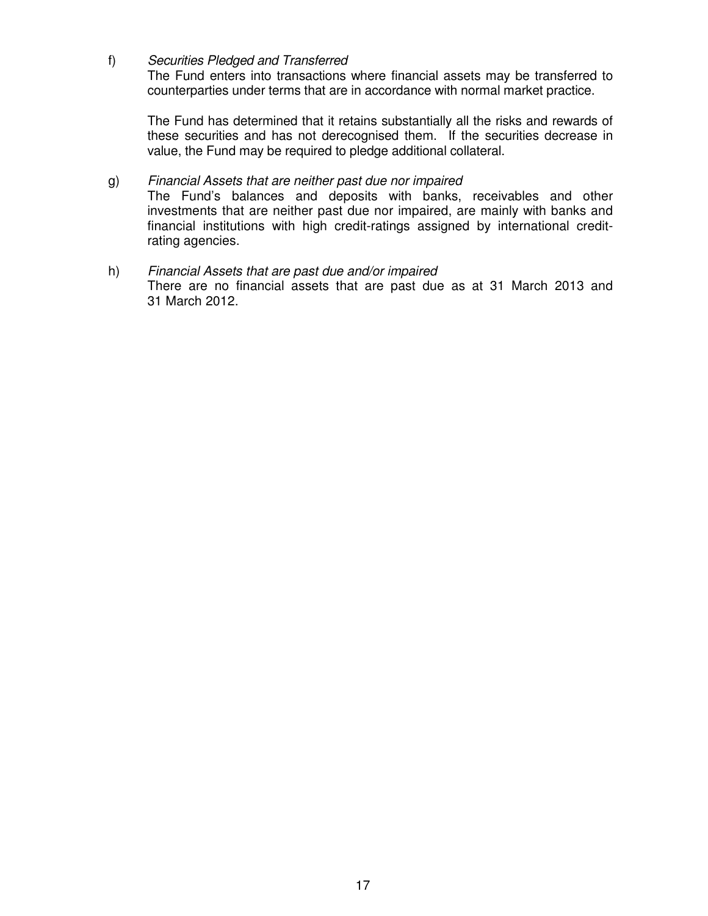f) *Securities Pledged and Transferred*

The Fund enters into transactions where financial assets may be transferred to counterparties under terms that are in accordance with normal market practice.

The Fund has determined that it retains substantially all the risks and rewards of these securities and has not derecognised them. If the securities decrease in value, the Fund may be required to pledge additional collateral.

g) *Financial Assets that are neither past due nor impaired*

The Fund's balances and deposits with banks, receivables and other investments that are neither past due nor impaired, are mainly with banks and financial institutions with high credit-ratings assigned by international credit-rating agencies.

h) *Financial Assets that are past due and/or impaired*

There are no financial assets that are past due as at 31 March 2013 and 31 March 2012.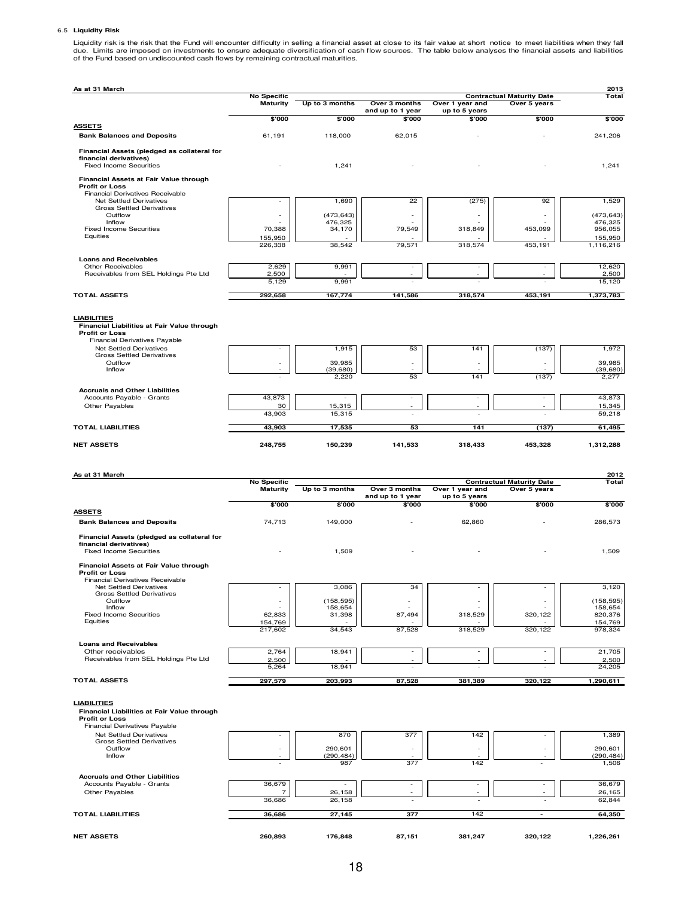6.5 **Liquidity Risk**

Liquidity risk is the risk that the Fund will encounter difficulty in selling a financial asset at close to its fair value at short notice to meet liabilities when they fall due. Limits are imposed on investments to ensure adequate diversification of cash flow sources. The table below analyses the financial assets and liabilities of the Fund based on undiscounted cash flows by remaining contractual maturities.

**As at 31 March 2013**

| | No Specific Maturity | Contractual Maturity Date | | | | Total |
|---|---|---|---|---|---|---|
| | | Up to 3 months | Over 3 months and up to 1 year | Over 1 year and up to 5 years | Over 5 years | |
| | $'000 | $'000 | $'000 | $'000 | $'000 | $'000 |
| **ASSETS** | | | | | | |
| **Bank Balances and Deposits** | 61,191 | 118,000 | 62,015 | - | - | 241,206 |
| **Financial Assets (pledged as collateral for financial derivatives)** | | | | | | |
| Fixed Income Securities | - | 1,241 | - | - | - | 1,241 |
| **Financial Assets at Fair Value through Profit or Loss** | | | | | | |
| Financial Derivatives Receivable | | | | | | |
| Net Settled Derivatives | - | 1,690 | 22 | (275) | 92 | 1,529 |
| Gross Settled Derivatives | | | | | | |
| Outflow | - | (473,643) | - | - | - | (473,643) |
| Inflow | - | 476,325 | - | - | - | 476,325 |
| Fixed Income Securities | 70,388 | 34,170 | 79,549 | 318,849 | 453,099 | 956,055 |
| Equities | 155,950 | - | - | - | - | 155,950 |
| | 226,338 | 38,542 | 79,571 | 318,574 | 453,191 | 1,116,216 |
| **Loans and Receivables** | | | | | | |
| Other Receivables | 2,629 | 9,991 | - | - | - | 12,620 |
| Receivables from SEL Holdings Pte Ltd | 2,500 | - | - | - | - | 2,500 |
| | 5,129 | 9,991 | - | - | - | 15,120 |
| **TOTAL ASSETS** | **292,658** | **167,774** | **141,586** | **318,574** | **453,191** | **1,373,783** |
| **LIABILITIES** | | | | | | |
| **Financial Liabilities at Fair Value through Profit or Loss** | | | | | | |
| Financial Derivatives Payable | | | | | | |
| Net Settled Derivatives | - | 1,915 | 53 | 141 | (137) | 1,972 |
| Gross Settled Derivatives | | | | | | |
| Outflow | - | 39,985 | - | - | - | 39,985 |
| Inflow | - | (39,680) | - | - | - | (39,680) |
| | - | 2,220 | 53 | 141 | (137) | 2,277 |
| **Accruals and Other Liabilities** | | | | | | |
| Accounts Payable - Grants | 43,873 | - | - | - | - | 43,873 |
| Other Payables | 30 | 15,315 | - | - | - | 15,345 |
| | 43,903 | 15,315 | - | - | - | 59,218 |
| **TOTAL LIABILITIES** | **43,903** | **17,535** | **53** | **141** | **(137)** | **61,495** |
| **NET ASSETS** | **248,755** | **150,239** | **141,533** | **318,433** | **453,328** | **1,312,288** |

**As at 31 March 2012**

| | No Specific Maturity | Contractual Maturity Date | | | | Total |
|---|---|---|---|---|---|---|
| | | Up to 3 months | Over 3 months and up to 1 year | Over 1 year and up to 5 years | Over 5 years | |
| | $'000 | $'000 | $'000 | $'000 | $'000 | $'000 |
| **ASSETS** | | | | | | |
| **Bank Balances and Deposits** | 74,713 | 149,000 | - | 62,860 | - | 286,573 |
| **Financial Assets (pledged as collateral for financial derivatives)** | | | | | | |
| Fixed Income Securities | - | 1,509 | - | - | - | 1,509 |
| **Financial Assets at Fair Value through Profit or Loss** | | | | | | |
| Financial Derivatives Receivable | | | | | | |
| Net Settled Derivatives | - | 3,086 | 34 | - | - | 3,120 |
| Gross Settled Derivatives | | | | | | |
| Outflow | - | (158,595) | - | - | - | (158,595) |
| Inflow | - | 158,654 | - | - | - | 158,654 |
| Fixed Income Securities | 62,833 | 31,398 | 87,494 | 318,529 | 320,122 | 820,376 |
| Equities | 154,769 | - | - | - | - | 154,769 |
| | 217,602 | 34,543 | 87,528 | 318,529 | 320,122 | 978,324 |
| **Loans and Receivables** | | | | | | |
| Other receivables | 2,764 | 18,941 | - | - | - | 21,705 |
| Receivables from SEL Holdings Pte Ltd | 2,500 | - | - | - | - | 2,500 |
| | 5,264 | 18,941 | - | - | - | 24,205 |
| **TOTAL ASSETS** | **297,579** | **203,993** | **87,528** | **381,389** | **320,122** | **1,290,611** |
| **LIABILITIES** | | | | | | |
| **Financial Liabilities at Fair Value through Profit or Loss** | | | | | | |
| Financial Derivatives Payable | | | | | | |
| Net Settled Derivatives | - | 870 | 377 | 142 | - | 1,389 |
| Gross Settled Derivatives | | | | | | |
| Outflow | - | 290,601 | - | - | - | 290,601 |
| Inflow | - | (290,484) | - | - | - | (290,484) |
| | - | 987 | 377 | 142 | - | 1,506 |
| **Accruals and Other Liabilities** | | | | | | |
| Accounts Payable - Grants | 36,679 | - | - | - | - | 36,679 |
| Other Payables | 7 | 26,158 | - | - | - | 26,165 |
| | 36,686 | 26,158 | - | - | - | 62,844 |
| **TOTAL LIABILITIES** | **36,686** | **27,145** | **377** | **142** | **-** | **64,350** |
| **NET ASSETS** | **260,893** | **176,848** | **87,151** | **381,247** | **320,122** | **1,226,261** |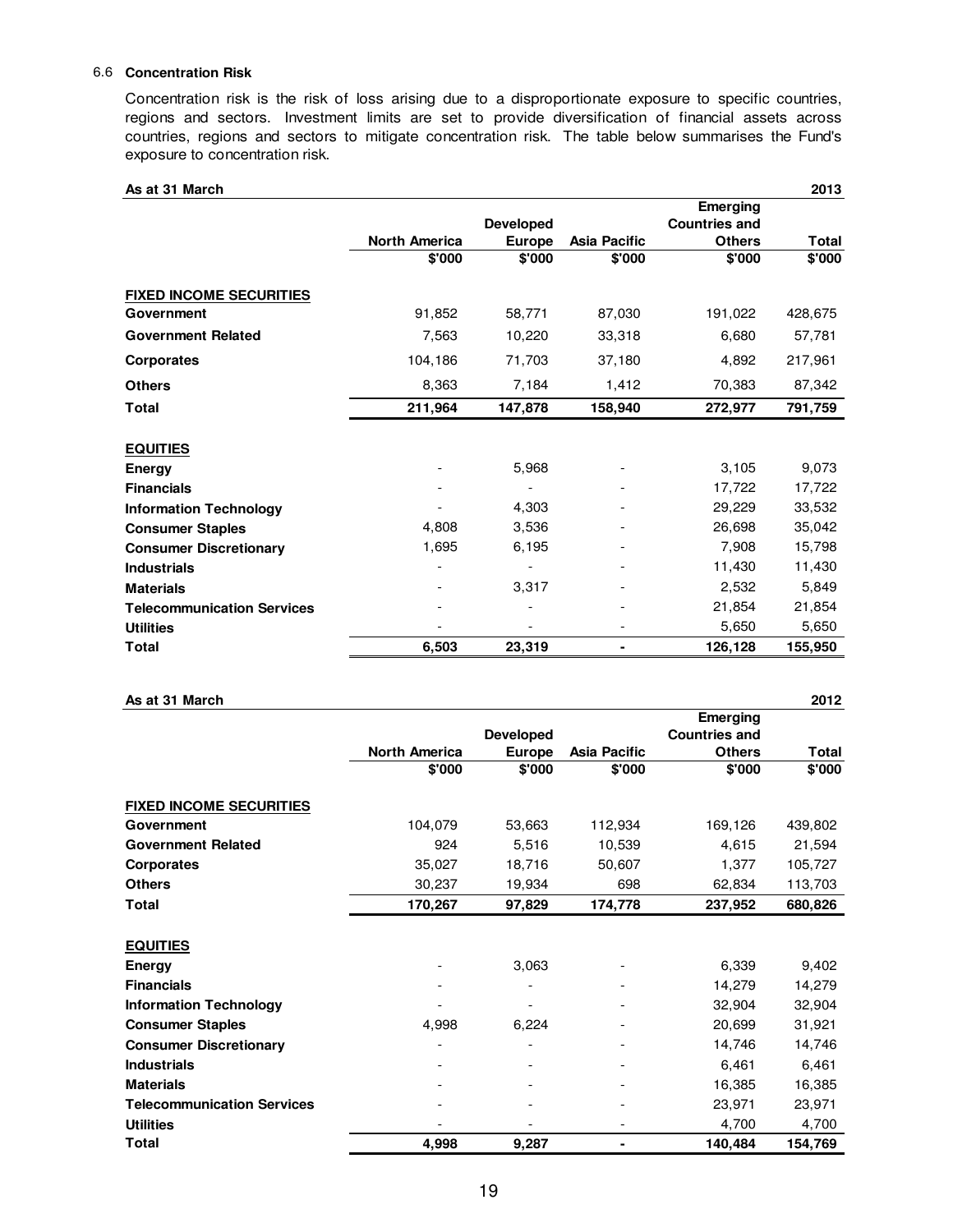## 6.6 Concentration Risk

Concentration risk is the risk of loss arising due to a disproportionate exposure to specific countries, regions and sectors. Investment limits are set to provide diversification of financial assets across countries, regions and sectors to mitigate concentration risk. The table below summarises the Fund's exposure to concentration risk.

| As at 31 March | | | | | 2013 |
|---|---|---|---|---|---|
| | North America | Developed Europe | Asia Pacific | Emerging Countries and Others | Total |
| | $'000 | $'000 | $'000 | $'000 | $'000 |
| **FIXED INCOME SECURITIES** | | | | | |
| **Government** | 91,852 | 58,771 | 87,030 | 191,022 | 428,675 |
| **Government Related** | 7,563 | 10,220 | 33,318 | 6,680 | 57,781 |
| **Corporates** | 104,186 | 71,703 | 37,180 | 4,892 | 217,961 |
| **Others** | 8,363 | 7,184 | 1,412 | 70,383 | 87,342 |
| **Total** | **211,964** | **147,878** | **158,940** | **272,977** | **791,759** |
| **EQUITIES** | | | | | |
| **Energy** | - | 5,968 | - | 3,105 | 9,073 |
| **Financials** | - | - | - | 17,722 | 17,722 |
| **Information Technology** | - | 4,303 | - | 29,229 | 33,532 |
| **Consumer Staples** | 4,808 | 3,536 | - | 26,698 | 35,042 |
| **Consumer Discretionary** | 1,695 | 6,195 | - | 7,908 | 15,798 |
| **Industrials** | - | - | - | 11,430 | 11,430 |
| **Materials** | - | 3,317 | - | 2,532 | 5,849 |
| **Telecommunication Services** | - | - | - | 21,854 | 21,854 |
| **Utilities** | - | - | - | 5,650 | 5,650 |
| **Total** | **6,503** | **23,319** | **-** | **126,128** | **155,950** |

| As at 31 March | | | | | 2012 |
|---|---|---|---|---|---|
| | North America | Developed Europe | Asia Pacific | Emerging Countries and Others | Total |
| | $'000 | $'000 | $'000 | $'000 | $'000 |
| **FIXED INCOME SECURITIES** | | | | | |
| **Government** | 104,079 | 53,663 | 112,934 | 169,126 | 439,802 |
| **Government Related** | 924 | 5,516 | 10,539 | 4,615 | 21,594 |
| **Corporates** | 35,027 | 18,716 | 50,607 | 1,377 | 105,727 |
| **Others** | 30,237 | 19,934 | 698 | 62,834 | 113,703 |
| **Total** | **170,267** | **97,829** | **174,778** | **237,952** | **680,826** |
| **EQUITIES** | | | | | |
| **Energy** | - | 3,063 | - | 6,339 | 9,402 |
| **Financials** | - | - | - | 14,279 | 14,279 |
| **Information Technology** | - | - | - | 32,904 | 32,904 |
| **Consumer Staples** | 4,998 | 6,224 | - | 20,699 | 31,921 |
| **Consumer Discretionary** | - | - | - | 14,746 | 14,746 |
| **Industrials** | - | - | - | 6,461 | 6,461 |
| **Materials** | - | - | - | 16,385 | 16,385 |
| **Telecommunication Services** | - | - | - | 23,971 | 23,971 |
| **Utilities** | - | - | - | 4,700 | 4,700 |
| **Total** | **4,998** | **9,287** | **-** | **140,484** | **154,769** |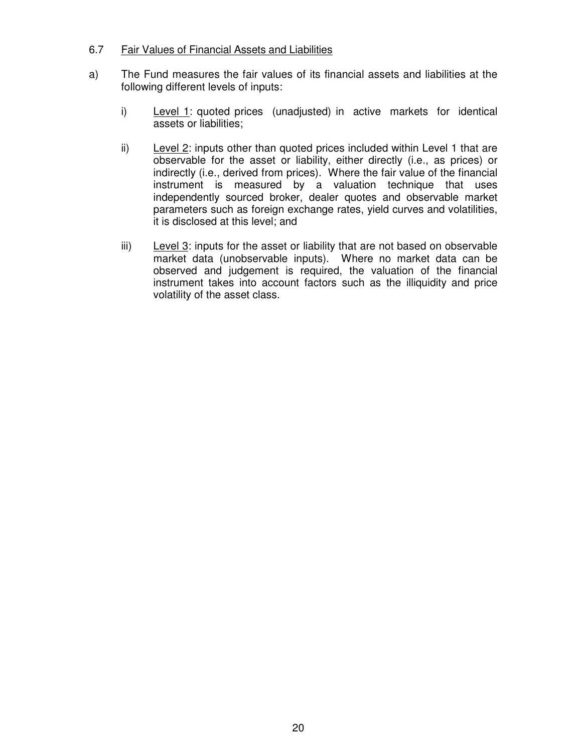6.7 Fair Values of Financial Assets and Liabilities

a) The Fund measures the fair values of its financial assets and liabilities at the following different levels of inputs:

   i) Level 1: quoted prices (unadjusted) in active markets for identical assets or liabilities;

   ii) Level 2: inputs other than quoted prices included within Level 1 that are observable for the asset or liability, either directly (i.e., as prices) or indirectly (i.e., derived from prices). Where the fair value of the financial instrument is measured by a valuation technique that uses independently sourced broker, dealer quotes and observable market parameters such as foreign exchange rates, yield curves and volatilities, it is disclosed at this level; and

   iii) Level 3: inputs for the asset or liability that are not based on observable market data (unobservable inputs). Where no market data can be observed and judgement is required, the valuation of the financial instrument takes into account factors such as the illiquidity and price volatility of the asset class.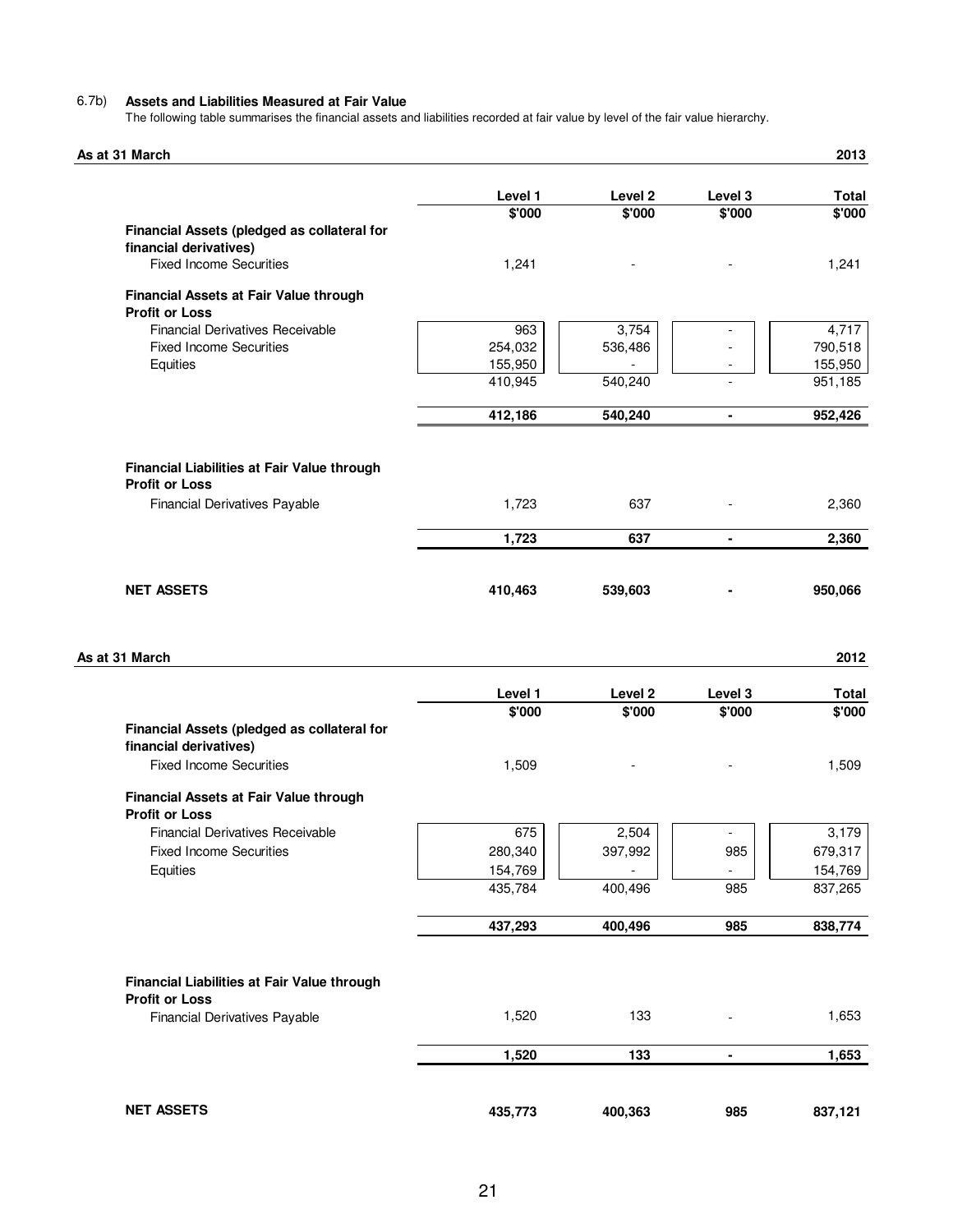### 6.7b) Assets and Liabilities Measured at Fair Value

The following table summarises the financial assets and liabilities recorded at fair value by level of the fair value hierarchy.

**As at 31 March 2013**

| | Level 1 | Level 2 | Level 3 | Total |
|---|---|---|---|---|
| | $'000 | $'000 | $'000 | $'000 |
| **Financial Assets (pledged as collateral for financial derivatives)** | | | | |
| Fixed Income Securities | 1,241 | - | - | 1,241 |
| **Financial Assets at Fair Value through Profit or Loss** | | | | |
| Financial Derivatives Receivable | 963 | 3,754 | - | 4,717 |
| Fixed Income Securities | 254,032 | 536,486 | - | 790,518 |
| Equities | 155,950 | - | - | 155,950 |
| | 410,945 | 540,240 | - | 951,185 |
| | **412,186** | **540,240** | **-** | **952,426** |
| **Financial Liabilities at Fair Value through Profit or Loss** | | | | |
| Financial Derivatives Payable | 1,723 | 637 | - | 2,360 |
| | **1,723** | **637** | **-** | **2,360** |
| **NET ASSETS** | **410,463** | **539,603** | **-** | **950,066** |

**As at 31 March 2012**

| | Level 1 | Level 2 | Level 3 | Total |
|---|---|---|---|---|
| | $'000 | $'000 | $'000 | $'000 |
| **Financial Assets (pledged as collateral for financial derivatives)** | | | | |
| Fixed Income Securities | 1,509 | - | - | 1,509 |
| **Financial Assets at Fair Value through Profit or Loss** | | | | |
| Financial Derivatives Receivable | 675 | 2,504 | - | 3,179 |
| Fixed Income Securities | 280,340 | 397,992 | 985 | 679,317 |
| Equities | 154,769 | - | - | 154,769 |
| | 435,784 | 400,496 | 985 | 837,265 |
| | **437,293** | **400,496** | **985** | **838,774** |
| **Financial Liabilities at Fair Value through Profit or Loss** | | | | |
| Financial Derivatives Payable | 1,520 | 133 | - | 1,653 |
| | **1,520** | **133** | **-** | **1,653** |
| **NET ASSETS** | **435,773** | **400,363** | **985** | **837,121** |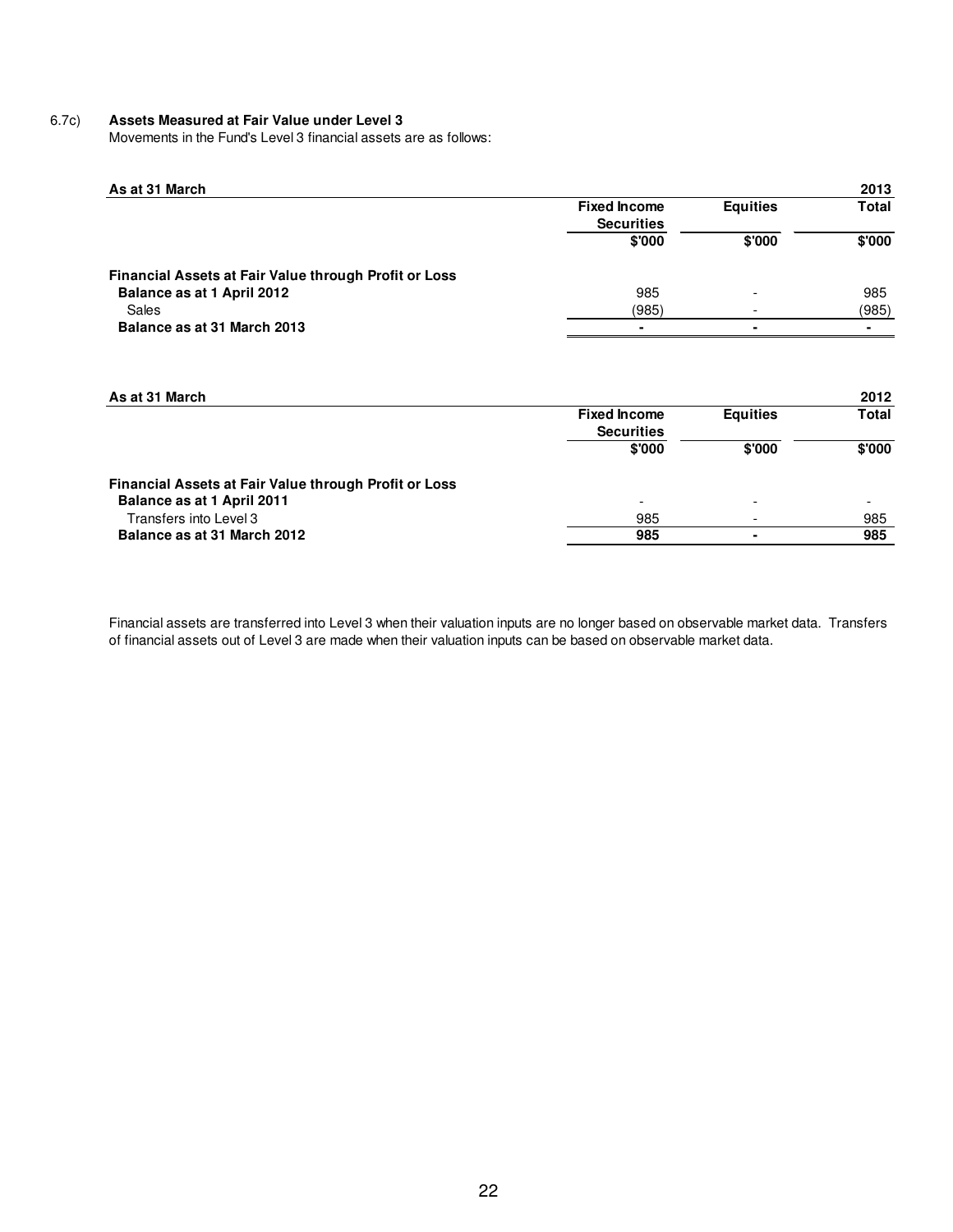### 6.7c) Assets Measured at Fair Value under Level 3

Movements in the Fund's Level 3 financial assets are as follows:

| **As at 31 March** | | | **2013** |
|---|---|---|---|
| | **Fixed Income Securities** | **Equities** | **Total** |
| | **$'000** | **$'000** | **$'000** |
| **Financial Assets at Fair Value through Profit or Loss** | | | |
| **Balance as at 1 April 2012** | 985 | - | 985 |
| Sales | (985) | - | (985) |
| **Balance as at 31 March 2013** | **-** | **-** | **-** |

| **As at 31 March** | | | **2012** |
|---|---|---|---|
| | **Fixed Income Securities** | **Equities** | **Total** |
| | **$'000** | **$'000** | **$'000** |
| **Financial Assets at Fair Value through Profit or Loss** | | | |
| **Balance as at 1 April 2011** | - | - | - |
| Transfers into Level 3 | 985 | - | 985 |
| **Balance as at 31 March 2012** | **985** | **-** | **985** |

Financial assets are transferred into Level 3 when their valuation inputs are no longer based on observable market data. Transfers of financial assets out of Level 3 are made when their valuation inputs can be based on observable market data.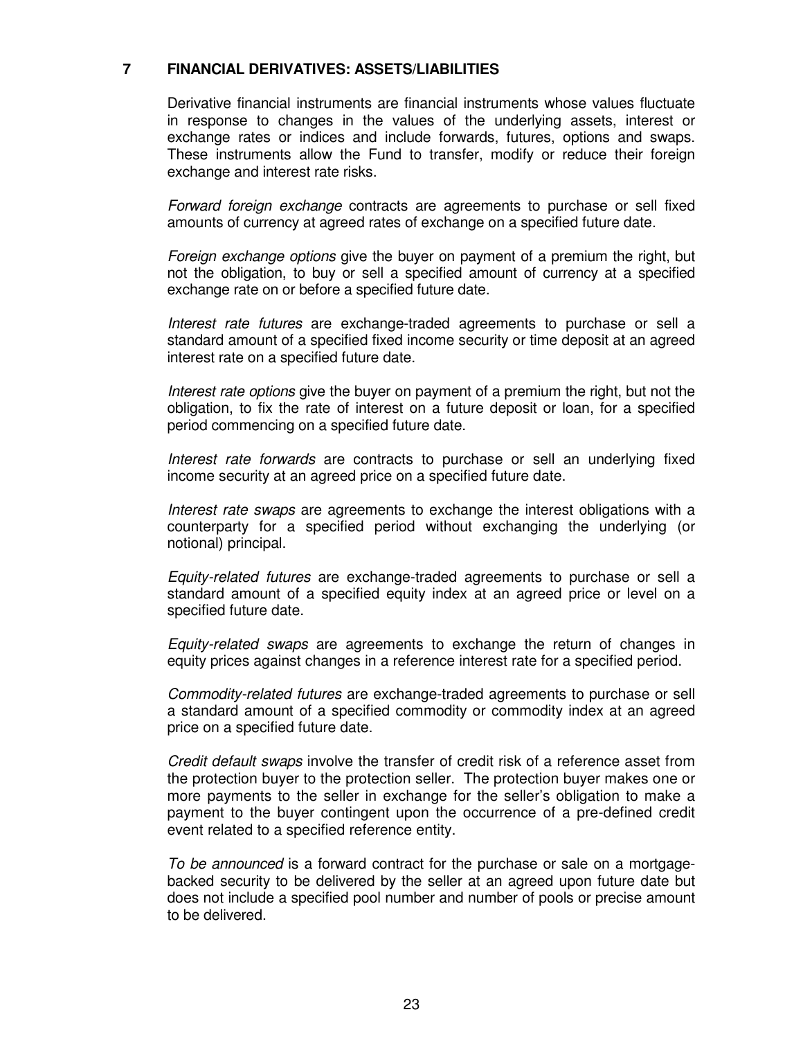## 7 FINANCIAL DERIVATIVES: ASSETS/LIABILITIES

Derivative financial instruments are financial instruments whose values fluctuate in response to changes in the values of the underlying assets, interest or exchange rates or indices and include forwards, futures, options and swaps. These instruments allow the Fund to transfer, modify or reduce their foreign exchange and interest rate risks.

*Forward foreign exchange* contracts are agreements to purchase or sell fixed amounts of currency at agreed rates of exchange on a specified future date.

*Foreign exchange options* give the buyer on payment of a premium the right, but not the obligation, to buy or sell a specified amount of currency at a specified exchange rate on or before a specified future date.

*Interest rate futures* are exchange-traded agreements to purchase or sell a standard amount of a specified fixed income security or time deposit at an agreed interest rate on a specified future date.

*Interest rate options* give the buyer on payment of a premium the right, but not the obligation, to fix the rate of interest on a future deposit or loan, for a specified period commencing on a specified future date.

*Interest rate forwards* are contracts to purchase or sell an underlying fixed income security at an agreed price on a specified future date.

*Interest rate swaps* are agreements to exchange the interest obligations with a counterparty for a specified period without exchanging the underlying (or notional) principal.

*Equity-related futures* are exchange-traded agreements to purchase or sell a standard amount of a specified equity index at an agreed price or level on a specified future date.

*Equity-related swaps* are agreements to exchange the return of changes in equity prices against changes in a reference interest rate for a specified period.

*Commodity-related futures* are exchange-traded agreements to purchase or sell a standard amount of a specified commodity or commodity index at an agreed price on a specified future date.

*Credit default swaps* involve the transfer of credit risk of a reference asset from the protection buyer to the protection seller. The protection buyer makes one or more payments to the seller in exchange for the seller's obligation to make a payment to the buyer contingent upon the occurrence of a pre-defined credit event related to a specified reference entity.

*To be announced* is a forward contract for the purchase or sale on a mortgage-backed security to be delivered by the seller at an agreed upon future date but does not include a specified pool number and number of pools or precise amount to be delivered.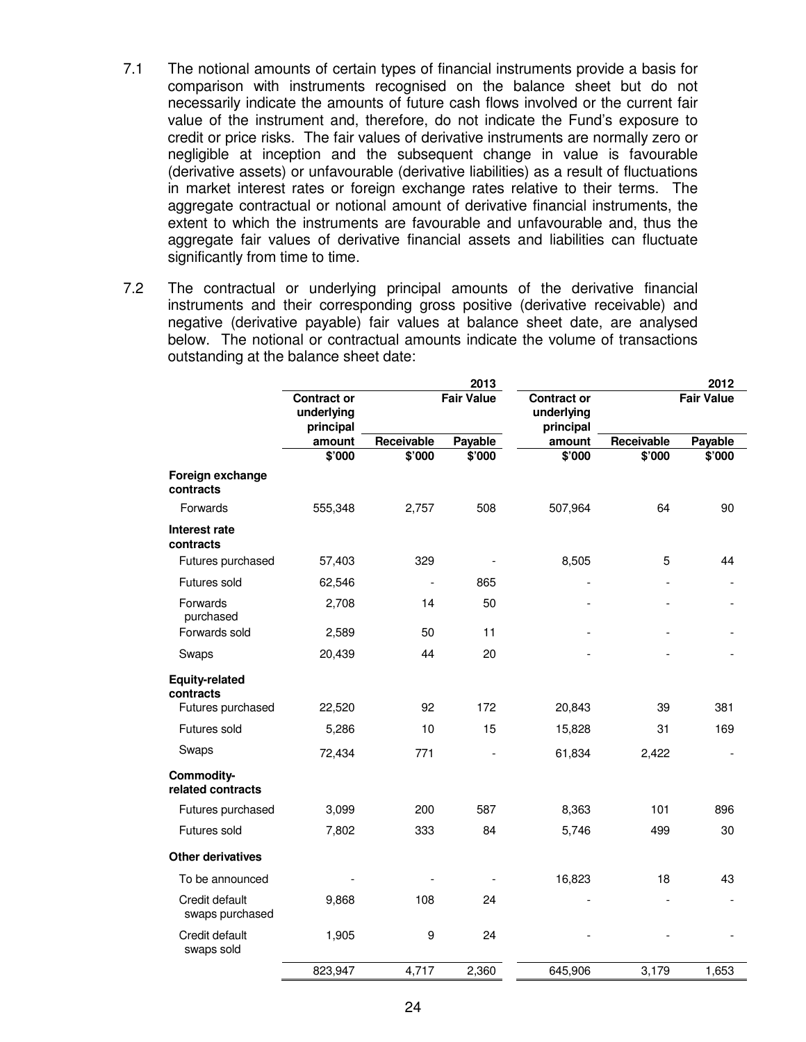7.1 The notional amounts of certain types of financial instruments provide a basis for comparison with instruments recognised on the balance sheet but do not necessarily indicate the amounts of future cash flows involved or the current fair value of the instrument and, therefore, do not indicate the Fund's exposure to credit or price risks. The fair values of derivative instruments are normally zero or negligible at inception and the subsequent change in value is favourable (derivative assets) or unfavourable (derivative liabilities) as a result of fluctuations in market interest rates or foreign exchange rates relative to their terms. The aggregate contractual or notional amount of derivative financial instruments, the extent to which the instruments are favourable and unfavourable and, thus the aggregate fair values of derivative financial assets and liabilities can fluctuate significantly from time to time.

7.2 The contractual or underlying principal amounts of the derivative financial instruments and their corresponding gross positive (derivative receivable) and negative (derivative payable) fair values at balance sheet date, are analysed below. The notional or contractual amounts indicate the volume of transactions outstanding at the balance sheet date:

| | 2013 | | | 2012 | | |
|---|---|---|---|---|---|---|
| | Contract or underlying principal amount | Fair Value Receivable | Fair Value Payable | Contract or underlying principal amount | Fair Value Receivable | Fair Value Payable |
| | $'000 | $'000 | $'000 | $'000 | $'000 | $'000 |
| **Foreign exchange contracts** | | | | | | |
| Forwards | 555,348 | 2,757 | 508 | 507,964 | 64 | 90 |
| **Interest rate contracts** | | | | | | |
| Futures purchased | 57,403 | 329 | - | 8,505 | 5 | 44 |
| Futures sold | 62,546 | - | 865 | - | - | - |
| Forwards purchased | 2,708 | 14 | 50 | - | - | - |
| Forwards sold | 2,589 | 50 | 11 | - | - | - |
| Swaps | 20,439 | 44 | 20 | - | - | - |
| **Equity-related contracts** | | | | | | |
| Futures purchased | 22,520 | 92 | 172 | 20,843 | 39 | 381 |
| Futures sold | 5,286 | 10 | 15 | 15,828 | 31 | 169 |
| Swaps | 72,434 | 771 | - | 61,834 | 2,422 | - |
| **Commodity-related contracts** | | | | | | |
| Futures purchased | 3,099 | 200 | 587 | 8,363 | 101 | 896 |
| Futures sold | 7,802 | 333 | 84 | 5,746 | 499 | 30 |
| **Other derivatives** | | | | | | |
| To be announced | - | - | - | 16,823 | 18 | 43 |
| Credit default swaps purchased | 9,868 | 108 | 24 | - | - | - |
| Credit default swaps sold | 1,905 | 9 | 24 | - | - | - |
| | 823,947 | 4,717 | 2,360 | 645,906 | 3,179 | 1,653 |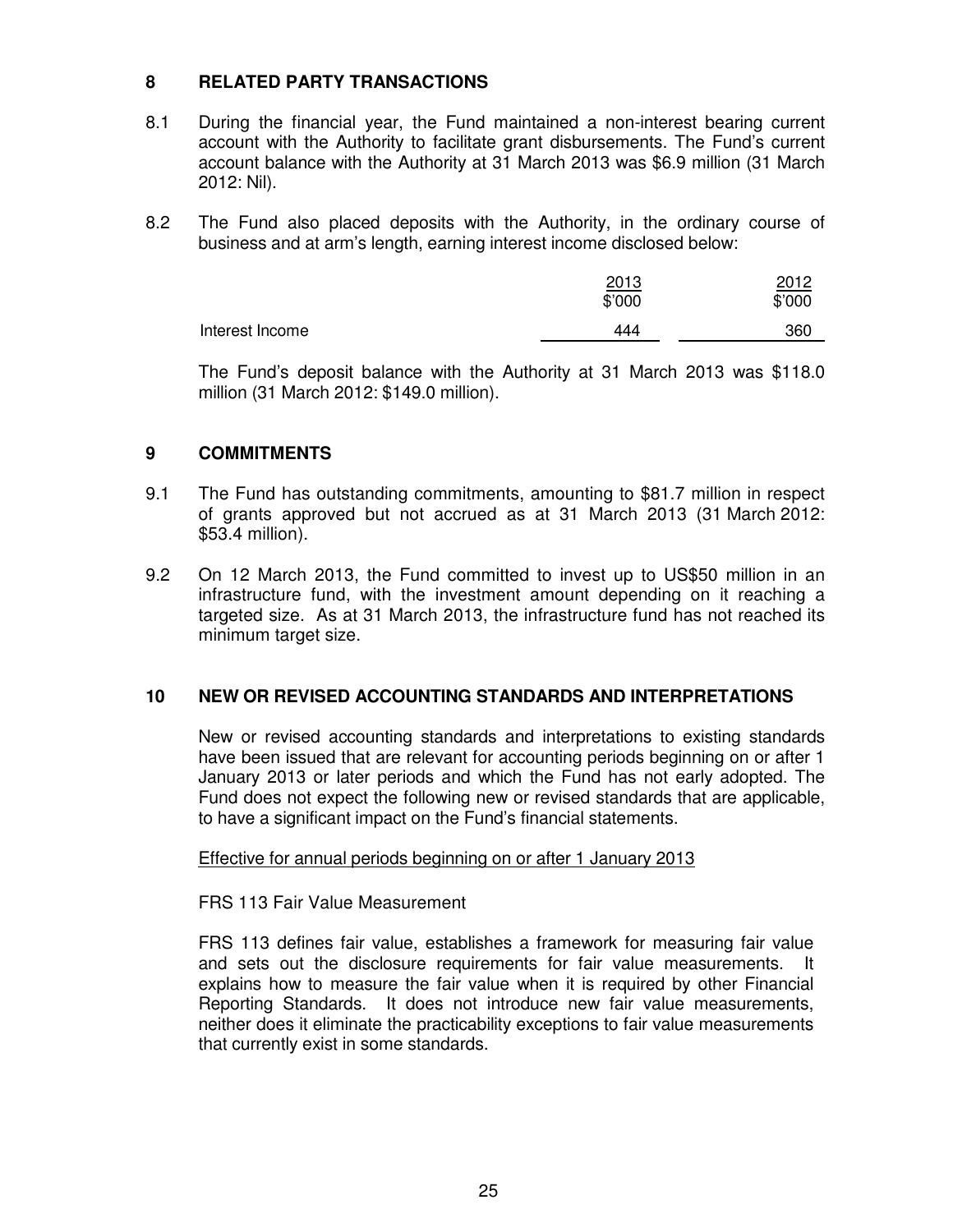## 8 RELATED PARTY TRANSACTIONS

8.1 During the financial year, the Fund maintained a non-interest bearing current account with the Authority to facilitate grant disbursements. The Fund's current account balance with the Authority at 31 March 2013 was $6.9 million (31 March 2012: Nil).

8.2 The Fund also placed deposits with the Authority, in the ordinary course of business and at arm's length, earning interest income disclosed below:

| | 2013<br>$'000 | 2012<br>$'000 |
|---|---|---|
| Interest Income | 444 | 360 |

The Fund's deposit balance with the Authority at 31 March 2013 was $118.0 million (31 March 2012: $149.0 million).

## 9 COMMITMENTS

9.1 The Fund has outstanding commitments, amounting to $81.7 million in respect of grants approved but not accrued as at 31 March 2013 (31 March 2012: $53.4 million).

9.2 On 12 March 2013, the Fund committed to invest up to US$50 million in an infrastructure fund, with the investment amount depending on it reaching a targeted size. As at 31 March 2013, the infrastructure fund has not reached its minimum target size.

## 10 NEW OR REVISED ACCOUNTING STANDARDS AND INTERPRETATIONS

New or revised accounting standards and interpretations to existing standards have been issued that are relevant for accounting periods beginning on or after 1 January 2013 or later periods and which the Fund has not early adopted. The Fund does not expect the following new or revised standards that are applicable, to have a significant impact on the Fund's financial statements.

Effective for annual periods beginning on or after 1 January 2013

FRS 113 Fair Value Measurement

FRS 113 defines fair value, establishes a framework for measuring fair value and sets out the disclosure requirements for fair value measurements. It explains how to measure the fair value when it is required by other Financial Reporting Standards. It does not introduce new fair value measurements, neither does it eliminate the practicability exceptions to fair value measurements that currently exist in some standards.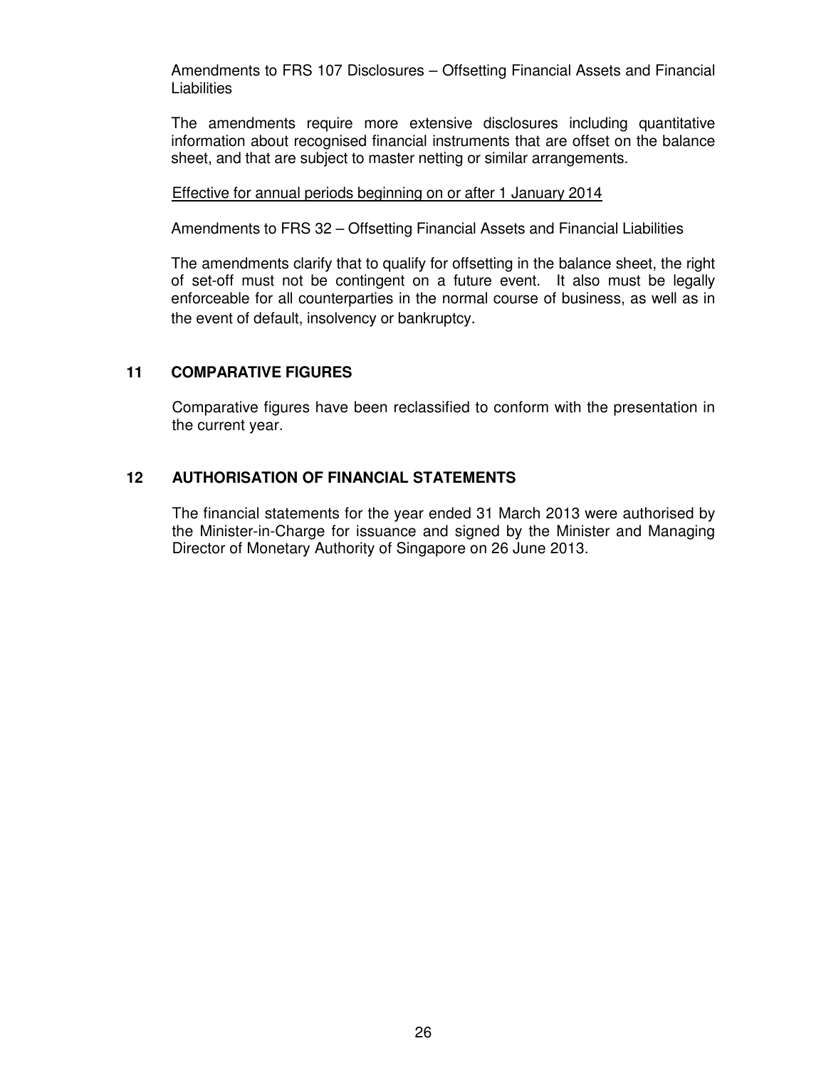Amendments to FRS 107 Disclosures – Offsetting Financial Assets and Financial Liabilities

The amendments require more extensive disclosures including quantitative information about recognised financial instruments that are offset on the balance sheet, and that are subject to master netting or similar arrangements.

Effective for annual periods beginning on or after 1 January 2014

Amendments to FRS 32 – Offsetting Financial Assets and Financial Liabilities

The amendments clarify that to qualify for offsetting in the balance sheet, the right of set-off must not be contingent on a future event. It also must be legally enforceable for all counterparties in the normal course of business, as well as in the event of default, insolvency or bankruptcy.

## 11 COMPARATIVE FIGURES

Comparative figures have been reclassified to conform with the presentation in the current year.

## 12 AUTHORISATION OF FINANCIAL STATEMENTS

The financial statements for the year ended 31 March 2013 were authorised by the Minister-in-Charge for issuance and signed by the Minister and Managing Director of Monetary Authority of Singapore on 26 June 2013.